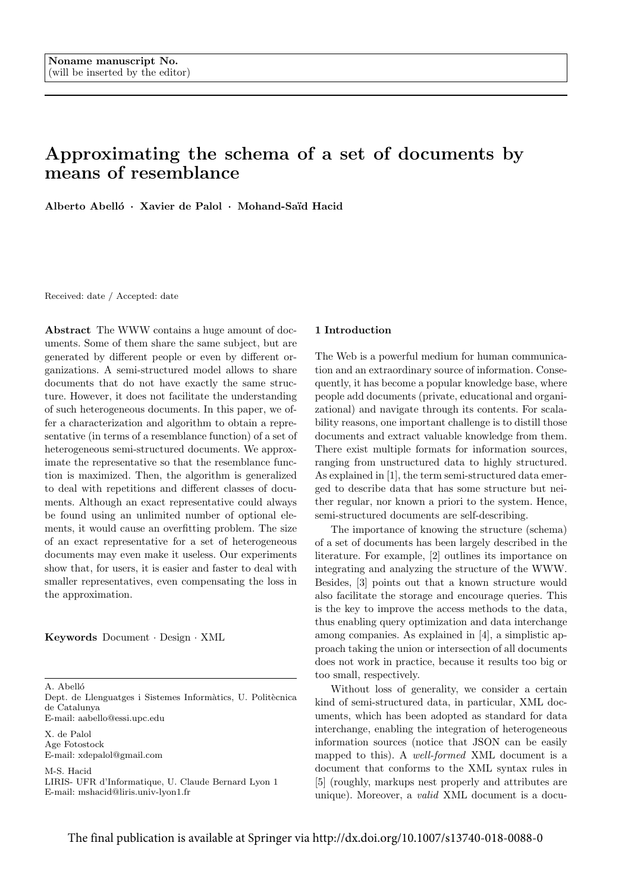Noname manuscript No.
(will be inserted by the editor)

# Approximating the schema of a set of documents by means of resemblance

**Alberto Abelló · Xavier de Palol · Mohand-Saïd Hacid**

Received: date / Accepted: date

**Abstract** The WWW contains a huge amount of documents. Some of them share the same subject, but are generated by different people or even by different organizations. A semi-structured model allows to share documents that do not have exactly the same structure. However, it does not facilitate the understanding of such heterogeneous documents. In this paper, we offer a characterization and algorithm to obtain a representative (in terms of a resemblance function) of a set of heterogeneous semi-structured documents. We approximate the representative so that the resemblance function is maximized. Then, the algorithm is generalized to deal with repetitions and different classes of documents. Although an exact representative could always be found using an unlimited number of optional elements, it would cause an overfitting problem. The size of an exact representative for a set of heterogeneous documents may even make it useless. Our experiments show that, for users, it is easier and faster to deal with smaller representatives, even compensating the loss in the approximation.

**Keywords** Document · Design · XML

A. Abelló
Dept. de Llenguatges i Sistemes Informàtics, U. Politècnica de Catalunya
E-mail: aabello@essi.upc.edu

X. de Palol
Age Fotostock
E-mail: xdepalol@gmail.com

M-S. Hacid
LIRIS- UFR d'Informatique, U. Claude Bernard Lyon 1
E-mail: mshacid@liris.univ-lyon1.fr

## 1 Introduction

The Web is a powerful medium for human communication and an extraordinary source of information. Consequently, it has become a popular knowledge base, where people add documents (private, educational and organizational) and navigate through its contents. For scalability reasons, one important challenge is to distill those documents and extract valuable knowledge from them. There exist multiple formats for information sources, ranging from unstructured data to highly structured. As explained in [1], the term semi-structured data emerged to describe data that has some structure but neither regular, nor known a priori to the system. Hence, semi-structured documents are self-describing.

The importance of knowing the structure (schema) of a set of documents has been largely described in the literature. For example, [2] outlines its importance on integrating and analyzing the structure of the WWW. Besides, [3] points out that a known structure would also facilitate the storage and encourage queries. This is the key to improve the access methods to the data, thus enabling query optimization and data interchange among companies. As explained in [4], a simplistic approach taking the union or intersection of all documents does not work in practice, because it results too big or too small, respectively.

Without loss of generality, we consider a certain kind of semi-structured data, in particular, XML documents, which has been adopted as standard for data interchange, enabling the integration of heterogeneous information sources (notice that JSON can be easily mapped to this). A *well-formed* XML document is a document that conforms to the XML syntax rules in [5] (roughly, markups nest properly and attributes are unique). Moreover, a *valid* XML document is a docu-

The final publication is available at Springer via http://dx.doi.org/10.1007/s13740-018-0088-0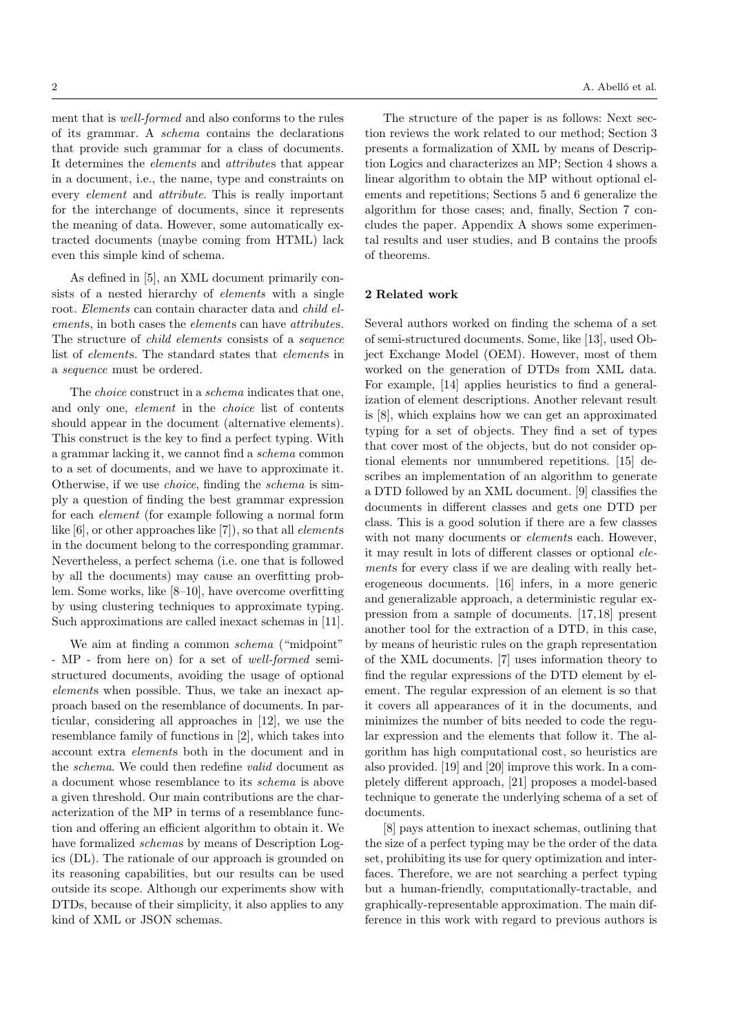ment that is *well-formed* and also conforms to the rules of its grammar. A *schema* contains the declarations that provide such grammar for a class of documents. It determines the *elements* and *attributes* that appear in a document, i.e., the name, type and constraints on every *element* and *attribute*. This is really important for the interchange of documents, since it represents the meaning of data. However, some automatically extracted documents (maybe coming from HTML) lack even this simple kind of schema.

As defined in [5], an XML document primarily consists of a nested hierarchy of *elements* with a single root. *Elements* can contain character data and *child elements*, in both cases the *elements* can have *attributes*. The structure of *child elements* consists of a *sequence* list of *elements*. The standard states that *elements* in a *sequence* must be ordered.

The *choice* construct in a *schema* indicates that one, and only one, *element* in the *choice* list of contents should appear in the document (alternative elements). This construct is the key to find a perfect typing. With a grammar lacking it, we cannot find a *schema* common to a set of documents, and we have to approximate it. Otherwise, if we use *choice*, finding the *schema* is simply a question of finding the best grammar expression for each *element* (for example following a normal form like [6], or other approaches like [7]), so that all *elements* in the document belong to the corresponding grammar. Nevertheless, a perfect schema (i.e. one that is followed by all the documents) may cause an overfitting problem. Some works, like [8–10], have overcome overfitting by using clustering techniques to approximate typing. Such approximations are called inexact schemas in [11].

We aim at finding a common *schema* ("midpoint" - MP - from here on) for a set of *well-formed* semi-structured documents, avoiding the usage of optional *elements* when possible. Thus, we take an inexact approach based on the resemblance of documents. In particular, considering all approaches in [12], we use the resemblance family of functions in [2], which takes into account extra *elements* both in the document and in the *schema*. We could then redefine *valid* document as a document whose resemblance to its *schema* is above a given threshold. Our main contributions are the characterization of the MP in terms of a resemblance function and offering an efficient algorithm to obtain it. We have formalized *schemas* by means of Description Logics (DL). The rationale of our approach is grounded on its reasoning capabilities, but our results can be used outside its scope. Although our experiments show with DTDs, because of their simplicity, it also applies to any kind of XML or JSON schemas.

The structure of the paper is as follows: Next section reviews the work related to our method; Section 3 presents a formalization of XML by means of Description Logics and characterizes an MP; Section 4 shows a linear algorithm to obtain the MP without optional elements and repetitions; Sections 5 and 6 generalize the algorithm for those cases; and, finally, Section 7 concludes the paper. Appendix A shows some experimental results and user studies, and B contains the proofs of theorems.

## 2 Related work

Several authors worked on finding the schema of a set of semi-structured documents. Some, like [13], used Object Exchange Model (OEM). However, most of them worked on the generation of DTDs from XML data. For example, [14] applies heuristics to find a generalization of element descriptions. Another relevant result is [8], which explains how we can get an approximated typing for a set of objects. They find a set of types that cover most of the objects, but do not consider optional elements nor unnumbered repetitions. [15] describes an implementation of an algorithm to generate a DTD followed by an XML document. [9] classifies the documents in different classes and gets one DTD per class. This is a good solution if there are a few classes with not many documents or *elements* each. However, it may result in lots of different classes or optional *elements* for every class if we are dealing with really heterogeneous documents. [16] infers, in a more generic and generalizable approach, a deterministic regular expression from a sample of documents. [17,18] present another tool for the extraction of a DTD, in this case, by means of heuristic rules on the graph representation of the XML documents. [7] uses information theory to find the regular expressions of the DTD element by element. The regular expression of an element is so that it covers all appearances of it in the documents, and minimizes the number of bits needed to code the regular expression and the elements that follow it. The algorithm has high computational cost, so heuristics are also provided. [19] and [20] improve this work. In a completely different approach, [21] proposes a model-based technique to generate the underlying schema of a set of documents.

[8] pays attention to inexact schemas, outlining that the size of a perfect typing may be the order of the data set, prohibiting its use for query optimization and interfaces. Therefore, we are not searching a perfect typing but a human-friendly, computationally-tractable, and graphically-representable approximation. The main difference in this work with regard to previous authors is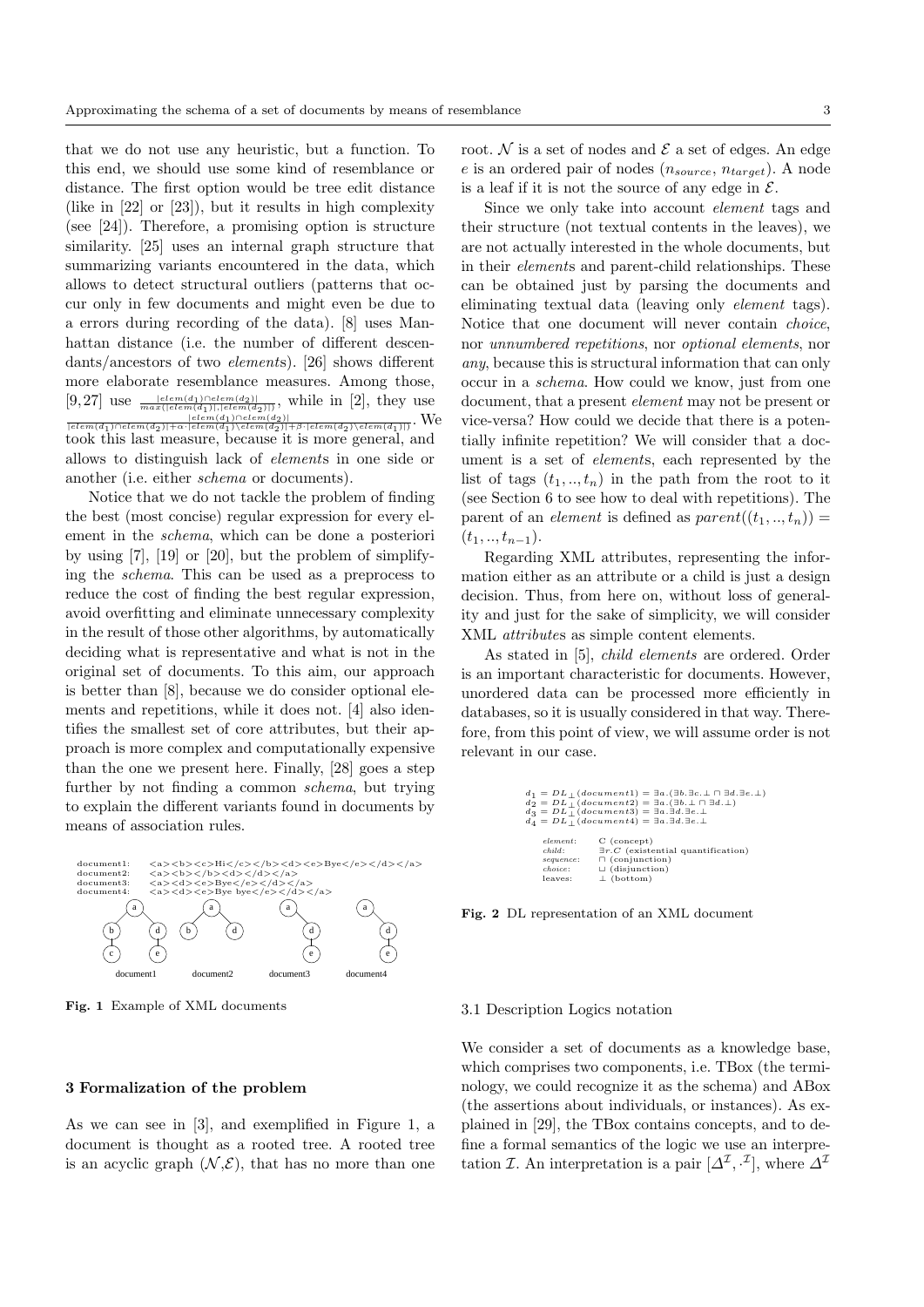that we do not use any heuristic, but a function. To this end, we should use some kind of resemblance or distance. The first option would be tree edit distance (like in [22] or [23]), but it results in high complexity (see [24]). Therefore, a promising option is structure similarity. [25] uses an internal graph structure that summarizing variants encountered in the data, which allows to detect structural outliers (patterns that occur only in few documents and might even be due to a errors during recording of the data). [8] uses Manhattan distance (i.e. the number of different descendants/ancestors of two *elements*). [26] shows different more elaborate resemblance measures. Among those, [9,27] use $\frac{|elem(d_1)\cap elem(d_2)|}{max(|elem(d_1)|,|elem(d_2)|)}$, while in [2], they use $\frac{|elem(d_1)\cap elem(d_2)|}{|elem(d_1)\cap elem(d_2)|+\alpha\cdot|elem(d_1)\setminus elem(d_2)|+\beta\cdot|elem(d_2)\setminus elem(d_1)|}$. We took this last measure, because it is more general, and allows to distinguish lack of *elements* in one side or another (i.e. either *schema* or documents).

Notice that we do not tackle the problem of finding the best (most concise) regular expression for every element in the *schema*, which can be done a posteriori by using [7], [19] or [20], but the problem of simplifying the *schema*. This can be used as a preprocess to reduce the cost of finding the best regular expression, avoid overfitting and eliminate unnecessary complexity in the result of those other algorithms, by automatically deciding what is representative and what is not in the original set of documents. To this aim, our approach is better than [8], because we do consider optional elements and repetitions, while it does not. [4] also identifies the smallest set of core attributes, but their approach is more complex and computationally expensive than the one we present here. Finally, [28] goes a step further by not finding a common *schema*, but trying to explain the different variants found in documents by means of association rules.

```
document1:   <a><b><c>Hi</c></b><d><e>Bye</e></d></a>
document2:   <a><b></b><d></d></a>
document3:   <a><d><e>Bye</e></d></a>
document4:   <a><d><e>Bye bye</e></d></a>
```

Fig. 1 Example of XML documents

## 3 Formalization of the problem

As we can see in [3], and exemplified in Figure 1, a document is thought as a rooted tree. A rooted tree is an acyclic graph $(\mathcal{N},\mathcal{E})$, that has no more than one root. $\mathcal{N}$ is a set of nodes and $\mathcal{E}$ a set of edges. An edge $e$ is an ordered pair of nodes $(n_{source}, n_{target})$. A node is a leaf if it is not the source of any edge in $\mathcal{E}$.

Since we only take into account *element* tags and their structure (not textual contents in the leaves), we are not actually interested in the whole documents, but in their *elements* and parent-child relationships. These can be obtained just by parsing the documents and eliminating textual data (leaving only *element* tags). Notice that one document will never contain *choice*, nor *unnumbered repetitions*, nor *optional elements*, nor *any*, because this is structural information that can only occur in a *schema*. How could we know, just from one document, that a present *element* may not be present or vice-versa? How could we decide that there is a potentially infinite repetition? We will consider that a document is a set of *elements*, each represented by the list of tags $(t_1,..,t_n)$ in the path from the root to it (see Section 6 to see how to deal with repetitions). The parent of an *element* is defined as $parent((t_1,..,t_n)) = (t_1,..,t_{n-1})$.

Regarding XML attributes, representing the information either as an attribute or a child is just a design decision. Thus, from here on, without loss of generality and just for the sake of simplicity, we will consider XML *attributes* as simple content elements.

As stated in [5], *child elements* are ordered. Order is an important characteristic for documents. However, unordered data can be processed more efficiently in databases, so it is usually considered in that way. Therefore, from this point of view, we will assume order is not relevant in our case.

$$d_1 = DL_\perp(document1) = \exists a.(\exists b.\exists c.\perp \sqcap \exists d.\exists e.\perp)$$
$$d_2 = DL_\perp(document2) = \exists a.(\exists b.\perp \sqcap \exists d.\perp)$$
$$d_3 = DL_\perp(document3) = \exists a.\exists d.\exists e.\perp$$
$$d_4 = DL_\perp(document4) = \exists a.\exists d.\exists e.\perp$$

| | |
|---|---|
| *element*: | C (concept) |
| *child*: | $\exists r.C$ (existential quantification) |
| *sequence*: | $\sqcap$ (conjunction) |
| *choice*: | $\sqcup$ (disjunction) |
| leaves: | $\perp$ (bottom) |

Fig. 2 DL representation of an XML document

### 3.1 Description Logics notation

We consider a set of documents as a knowledge base, which comprises two components, i.e. TBox (the terminology, we could recognize it as the schema) and ABox (the assertions about individuals, or instances). As explained in [29], the TBox contains concepts, and to define a formal semantics of the logic we use an interpretation $\mathcal{I}$. An interpretation is a pair $[\Delta^\mathcal{I}, \cdot^\mathcal{I}]$, where $\Delta^\mathcal{I}$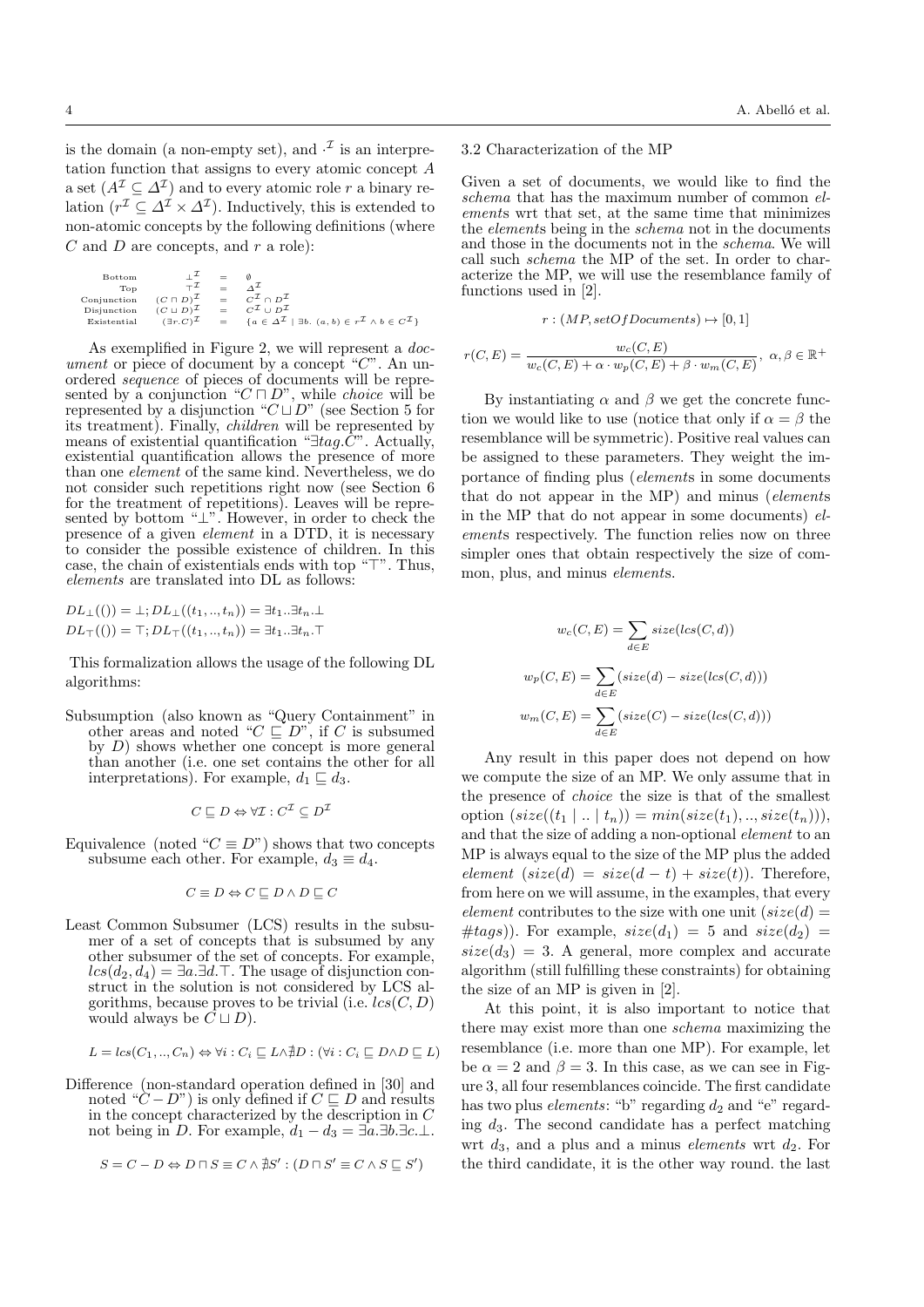is the domain (a non-empty set), and $\cdot^{\mathcal{I}}$ is an interpretation function that assigns to every atomic concept $A$ a set ($A^{\mathcal{I}} \subseteq \Delta^{\mathcal{I}}$) and to every atomic role $r$ a binary relation ($r^{\mathcal{I}} \subseteq \Delta^{\mathcal{I}} \times \Delta^{\mathcal{I}}$). Inductively, this is extended to non-atomic concepts by the following definitions (where $C$ and $D$ are concepts, and $r$ a role):

| | | | |
|---|---|---|---|
| Bottom | $\bot^{\mathcal{I}}$ | $=$ | $\emptyset$ |
| Top | $\top^{\mathcal{I}}$ | $=$ | $\Delta^{\mathcal{I}}$ |
| Conjunction | $(C \sqcap D)^{\mathcal{I}}$ | $=$ | $C^{\mathcal{I}} \cap D^{\mathcal{I}}$ |
| Disjunction | $(C \sqcup D)^{\mathcal{I}}$ | $=$ | $C^{\mathcal{I}} \cup D^{\mathcal{I}}$ |
| Existential | $(\exists r.C)^{\mathcal{I}}$ | $=$ | $\{a \in \Delta^{\mathcal{I}} \mid \exists b.\ (a,b) \in r^{\mathcal{I}} \wedge b \in C^{\mathcal{I}}\}$ |

As exemplified in Figure 2, we will represent a *document* or piece of document by a concept "$C$". An unordered *sequence* of pieces of documents will be represented by a conjunction "$C \sqcap D$", while *choice* will be represented by a disjunction "$C \sqcup D$" (see Section 5 for its treatment). Finally, *children* will be represented by means of existential quantification "$\exists tag.C$". Actually, existential quantification allows the presence of more than one *element* of the same kind. Nevertheless, we do not consider such repetitions right now (see Section 6 for the treatment of repetitions). Leaves will be represented by bottom "$\bot$". However, in order to check the presence of a given *element* in a DTD, it is necessary to consider the possible existence of children. In this case, the chain of existentials ends with top "$\top$". Thus, *elements* are translated into DL as follows:

$$DL_{\bot}(()) = \bot; DL_{\bot}((t_1,..,t_n)) = \exists t_1..\exists t_n.\bot$$
$$DL_{\top}(()) = \top; DL_{\top}((t_1,..,t_n)) = \exists t_1..\exists t_n.\top$$

This formalization allows the usage of the following DL algorithms:

Subsumption (also known as "Query Containment" in other areas and noted "$C \sqsubseteq D$", if $C$ is subsumed by $D$) shows whether one concept is more general than another (i.e. one set contains the other for all interpretations). For example, $d_1 \sqsubseteq d_3$.

$$C \sqsubseteq D \Leftrightarrow \forall \mathcal{I} : C^{\mathcal{I}} \subseteq D^{\mathcal{I}}$$

Equivalence (noted "$C \equiv D$") shows that two concepts subsume each other. For example, $d_3 \equiv d_4$.

$$C \equiv D \Leftrightarrow C \sqsubseteq D \wedge D \sqsubseteq C$$

Least Common Subsumer (LCS) results in the subsumer of a set of concepts that is subsumed by any other subsumer of the set of concepts. For example, $lcs(d_2, d_4) = \exists a.\exists d.\top$. The usage of disjunction construct in the solution is not considered by LCS algorithms, because proves to be trivial (i.e. $lcs(C, D)$ would always be $C \sqcup D$).

$$L = lcs(C_1,..,C_n) \Leftrightarrow \forall i : C_i \sqsubseteq L \wedge \nexists D : (\forall i : C_i \sqsubseteq D \wedge D \sqsubseteq L)$$

Difference (non-standard operation defined in [30] and noted "$C - D$") is only defined if $C \sqsubseteq D$ and results in the concept characterized by the description in $C$ not being in $D$. For example, $d_1 - d_3 = \exists a.\exists b.\exists c.\bot$.

$$S = C - D \Leftrightarrow D \sqcap S \equiv C \wedge \nexists S' : (D \sqcap S' \equiv C \wedge S \sqsubseteq S')$$

3.2 Characterization of the MP

Given a set of documents, we would like to find the *schema* that has the maximum number of common *elements* wrt that set, at the same time that minimizes the *elements* being in the *schema* not in the documents and those in the documents not in the *schema*. We will call such *schema* the MP of the set. In order to characterize the MP, we will use the resemblance family of functions used in [2].

$$r : (MP, setOfDocuments) \mapsto [0,1]$$

$$r(C, E) = \frac{w_c(C,E)}{w_c(C,E) + \alpha \cdot w_p(C,E) + \beta \cdot w_m(C,E)},\ \alpha, \beta \in \mathbb{R}^+$$

By instantiating $\alpha$ and $\beta$ we get the concrete function we would like to use (notice that only if $\alpha = \beta$ the resemblance will be symmetric). Positive real values can be assigned to these parameters. They weight the importance of finding plus (*elements* in some documents that do not appear in the MP) and minus (*elements* in the MP that do not appear in some documents) *elements* respectively. The function relies now on three simpler ones that obtain respectively the size of common, plus, and minus *elements*.

$$w_c(C,E) = \sum_{d \in E} size(lcs(C,d))$$

$$w_p(C,E) = \sum_{d \in E} (size(d) - size(lcs(C,d)))$$

$$w_m(C,E) = \sum_{d \in E} (size(C) - size(lcs(C,d)))$$

Any result in this paper does not depend on how we compute the size of an MP. We only assume that in the presence of *choice* the size is that of the smallest option ($size((t_1 \mid .. \mid t_n)) = min(size(t_1),..,size(t_n))$), and that the size of adding a non-optional *element* to an MP is always equal to the size of the MP plus the added *element* ($size(d) = size(d-t) + size(t)$). Therefore, from here on we will assume, in the examples, that every *element* contributes to the size with one unit ($size(d) = \#tags$)). For example, $size(d_1) = 5$ and $size(d_2) = size(d_3) = 3$. A general, more complex and accurate algorithm (still fulfilling these constraints) for obtaining the size of an MP is given in [2].

At this point, it is also important to notice that there may exist more than one *schema* maximizing the resemblance (i.e. more than one MP). For example, let be $\alpha = 2$ and $\beta = 3$. In this case, as we can see in Figure 3, all four resemblances coincide. The first candidate has two plus *elements*: "b" regarding $d_2$ and "e" regarding $d_3$. The second candidate has a perfect matching wrt $d_3$, and a plus and a minus *elements* wrt $d_2$. For the third candidate, it is the other way round. the last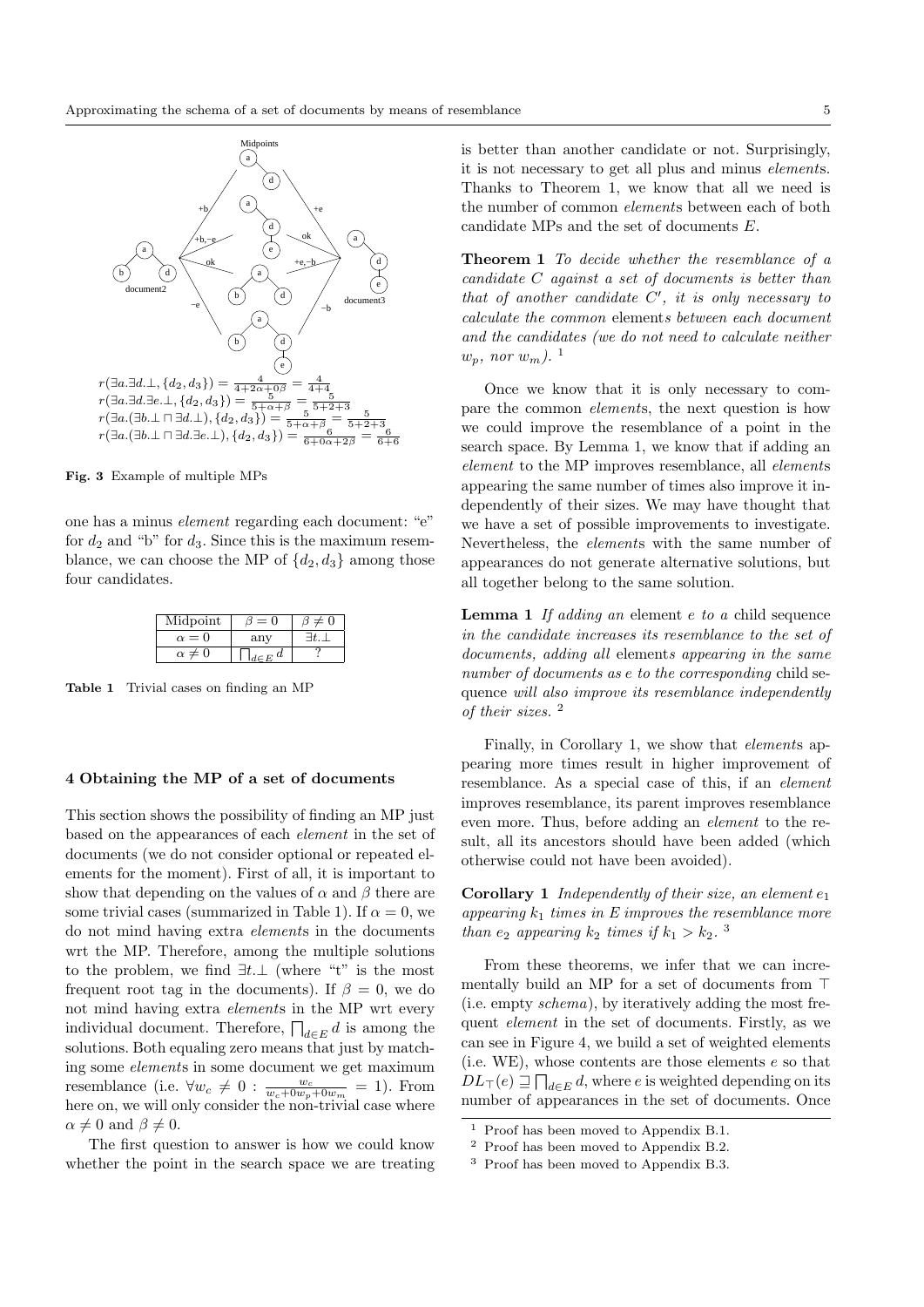$r(\exists a.\exists d.\bot, \{d_2, d_3\}) = \frac{4}{4+2\alpha+0\beta} = \frac{4}{4+4}$

$r(\exists a.\exists d.\exists e.\bot, \{d_2, d_3\}) = \frac{5}{5+\alpha+\beta} = \frac{5}{5+2+3}$

$r(\exists a.(\exists b.\bot \sqcap \exists d.\bot), \{d_2, d_3\}) = \frac{5}{5+\alpha+\beta} = \frac{5}{5+2+3}$

$r(\exists a.(\exists b.\bot \sqcap \exists d.\exists e.\bot), \{d_2, d_3\}) = \frac{6}{6+0\alpha+2\beta} = \frac{6}{6+6}$

**Fig. 3** Example of multiple MPs

one has a minus *element* regarding each document: "e" for $d_2$ and "b" for $d_3$. Since this is the maximum resemblance, we can choose the MP of $\{d_2, d_3\}$ among those four candidates.

| Midpoint | $\beta = 0$ | $\beta \neq 0$ |
|---|---|---|
| $\alpha = 0$ | any | $\exists t.\bot$ |
| $\alpha \neq 0$ | $\bigsqcap_{d \in E} d$ | ? |

**Table 1** Trivial cases on finding an MP

## 4 Obtaining the MP of a set of documents

This section shows the possibility of finding an MP just based on the appearances of each *element* in the set of documents (we do not consider optional or repeated elements for the moment). First of all, it is important to show that depending on the values of $\alpha$ and $\beta$ there are some trivial cases (summarized in Table 1). If $\alpha = 0$, we do not mind having extra *elements* in the documents wrt the MP. Therefore, among the multiple solutions to the problem, we find $\exists t.\bot$ (where "t" is the most frequent root tag in the documents). If $\beta = 0$, we do not mind having extra *elements* in the MP wrt every individual document. Therefore, $\bigsqcap_{d \in E} d$ is among the solutions. Both equaling zero means that just by matching some *elements* in some document we get maximum resemblance (i.e. $\forall w_c \neq 0 : \frac{w_c}{w_c + 0w_p + 0w_m} = 1$). From here on, we will only consider the non-trivial case where $\alpha \neq 0$ and $\beta \neq 0$.

The first question to answer is how we could know whether the point in the search space we are treating is better than another candidate or not. Surprisingly, it is not necessary to get all plus and minus *elements*. Thanks to Theorem 1, we know that all we need is the number of common *elements* between each of both candidate MPs and the set of documents $E$.

**Theorem 1** *To decide whether the resemblance of a candidate $C$ against a set of documents is better than that of another candidate $C'$, it is only necessary to calculate the common* elements *between each document and the candidates (we do not need to calculate neither $w_p$, nor $w_m$).* [1]

Once we know that it is only necessary to compare the common *elements*, the next question is how we could improve the resemblance of a point in the search space. By Lemma 1, we know that if adding an *element* to the MP improves resemblance, all *elements* appearing the same number of times also improve it independently of their sizes. We may have thought that we have a set of possible improvements to investigate. Nevertheless, the *elements* with the same number of appearances do not generate alternative solutions, but all together belong to the same solution.

**Lemma 1** *If adding an* element *$e$ to a* child sequence *in the candidate increases its resemblance to the set of documents, adding all* elements *appearing in the same number of documents as $e$ to the corresponding* child sequence *will also improve its resemblance independently of their sizes.* [2]

Finally, in Corollary 1, we show that *elements* appearing more times result in higher improvement of resemblance. As a special case of this, if an *element* improves resemblance, its parent improves resemblance even more. Thus, before adding an *element* to the result, all its ancestors should have been added (which otherwise could not have been avoided).

**Corollary 1** *Independently of their size, an element $e_1$ appearing $k_1$ times in $E$ improves the resemblance more than $e_2$ appearing $k_2$ times if $k_1 > k_2$.* [3]

From these theorems, we infer that we can incrementally build an MP for a set of documents from $\top$ (i.e. empty *schema*), by iteratively adding the most frequent *element* in the set of documents. Firstly, as we can see in Figure 4, we build a set of weighted elements (i.e. WE), whose contents are those elements $e$ so that $DL_\top(e) \sqsupseteq \bigsqcap_{d \in E} d$, where $e$ is weighted depending on its number of appearances in the set of documents. Once

[1] Proof has been moved to Appendix B.1.

[2] Proof has been moved to Appendix B.2.

[3] Proof has been moved to Appendix B.3.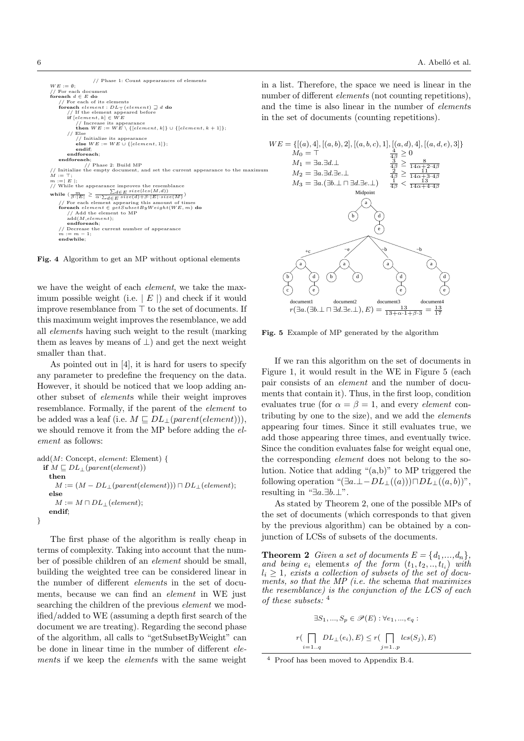```
                    // Phase 1: Count appearances of elements
WE := ∅;
// For each document
foreach d ∈ E do
    // For each of its elements
    foreach element : DL⊤(element) ⊒ d do
        // If the element appeared before
        if [element, k] ∈ WE
            // Increase its appearance
            then WE := WE \ {[element, k]} ∪ {[element, k + 1]};
        // Else
            // Initialize its appearance
            else WE := WE ∪ {[element, 1]};
        endif;
    endforeach;
endforeach;
                    // Phase 2: Build MP
// Initialize the empty document, and set the current appearance to the maximum
M := ⊤;
m :=| E |;
// While the appearance improves the resemblance
while ( m/(β·|E|) ≥ Σ_{d∈E} size(lcs(M,d)) / (α·Σ_{d∈E} size(d)+β·|E|·size(M)) )
    // For each element appearing this amount of times
    foreach element ∈ getSubsetByWeight(WE, m) do
        // Add the element to MP
        add(M,element);
    endforeach;
    // Decrease the current number of appearance
    m := m − 1;
endwhile;
```

**Fig. 4** Algorithm to get an MP without optional elements

we have the weight of each *element*, we take the maximum possible weight (i.e. $\mid E \mid$) and check if it would improve resemblance from $\top$ to the set of documents. If this maximum weight improves the resemblance, we add all *elements* having such weight to the result (marking them as leaves by means of $\perp$) and get the next weight smaller than that.

As pointed out in [4], it is hard for users to specify any parameter to predefine the frequency on the data. However, it should be noticed that we loop adding another subset of *elements* while their weight improves resemblance. Formally, if the parent of the *element* to be added was a leaf (i.e. $M \sqsubseteq DL_\perp(parent(element))$), we should remove it from the MP before adding the *element* as follows:

```
add(M: Concept, element: Element) {
  if M ⊑ DL⊥(parent(element))
    then
      M := (M − DL⊥(parent(element))) ⊓ DL⊥(element);
    else
      M := M ⊓ DL⊥(element);
    endif;
}
```

The first phase of the algorithm is really cheap in terms of complexity. Taking into account that the number of possible children of an *element* should be small, building the weighted tree can be considered linear in the number of different *elements* in the set of documents, because we can find an *element* in WE just searching the children of the previous *element* we modified/added to WE (assuming a depth first search of the document we are treating). Regarding the second phase of the algorithm, all calls to "getSubsetByWeight" can be done in linear time in the number of different *elements* if we keep the *elements* with the same weight in a list. Therefore, the space we need is linear in the number of different *elements* (not counting repetitions), and the time is also linear in the number of *elements* in the set of documents (counting repetitions).

$WE = \{[(a), 4], [(a, b), 2], [(a, b, c), 1], [(a, d), 4], [(a, d, e), 3]\}$

$M_0 = \top \qquad \frac{4}{4\beta} \geq 0$

$M_1 = \exists a.\exists d.\perp \qquad \frac{3}{4\beta} \geq \frac{8}{14\alpha + 2\cdot 4\beta}$

$M_2 = \exists a.\exists d.\exists e.\perp \qquad \frac{2}{4\beta} \geq \frac{11}{14\alpha + 3\cdot 4\beta}$

$M_3 = \exists a.(\exists b.\perp \sqcap \exists d.\exists e.\perp) \qquad \frac{1}{4\beta} < \frac{13}{14\alpha + 4\cdot 4\beta}$

$r(\exists a.(\exists b.\perp \sqcap \exists d.\exists e.\perp), E) = \frac{13}{13 + \alpha\cdot 1 + \beta\cdot 3} = \frac{13}{17}$

**Fig. 5** Example of MP generated by the algorithm

If we ran this algorithm on the set of documents in Figure 1, it would result in the WE in Figure 5 (each pair consists of an *element* and the number of documents that contain it). Thus, in the first loop, condition evaluates true (for $\alpha = \beta = 1$, and every *element* contributing by one to the size), and we add the *elements* appearing four times. Since it still evaluates true, we add those appearing three times, and eventually twice. Since the condition evaluates false for weight equal one, the corresponding *element* does not belong to the solution. Notice that adding "(a,b)" to MP triggered the following operation "$(\exists a.\perp - DL_\perp((a))) \sqcap DL_\perp((a, b))$", resulting in "$\exists a.\exists b.\perp$".

As stated by Theorem 2, one of the possible MPs of the set of documents (which corresponds to that given by the previous algorithm) can be obtained by a conjunction of LCSs of subsets of the documents.

**Theorem 2** *Given a set of documents $E = \{d_1,...,d_n\}$, and being $e_i$ elements of the form $(t_1, t_2, .., t_{l_i})$ with $l_i \geq 1$, exists a collection of subsets of the set of documents, so that the MP (i.e. the schema that maximizes the resemblance) is the conjunction of the LCS of each of these subsets:* [4]

$$\exists S_1, ..., S_p \in \mathscr{P}(E) : \forall e_1, ..., e_q :$$

$$r(\prod_{i=1..q} DL_\perp(e_i), E) \leq r(\prod_{j=1..p} lcs(S_j), E)$$

[4] Proof has been moved to Appendix B.4.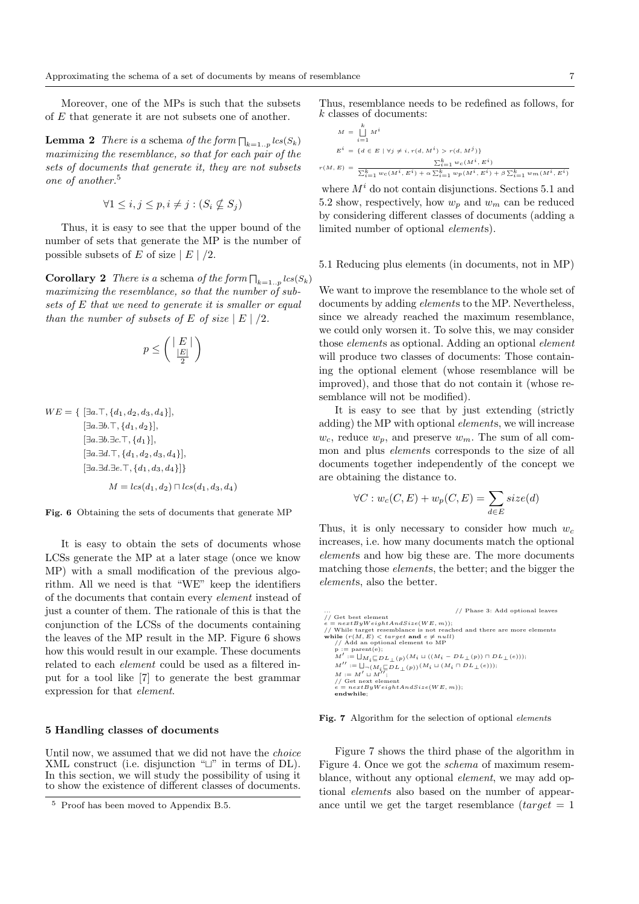Moreover, one of the MPs is such that the subsets of $E$ that generate it are not subsets one of another.

**Lemma 2** *There is a* schema *of the form* $\sqcap_{k=1..p} lcs(S_k)$ *maximizing the resemblance, so that for each pair of the sets of documents that generate it, they are not subsets one of another.*[5]

$$\forall 1 \leq i, j \leq p, i \neq j : (S_i \nsubseteq S_j)$$

Thus, it is easy to see that the upper bound of the number of sets that generate the MP is the number of possible subsets of $E$ of size $\mid E \mid /2$.

**Corollary 2** *There is a* schema *of the form* $\sqcap_{k=1..p} lcs(S_k)$ *maximizing the resemblance, so that the number of subsets of $E$ that we need to generate it is smaller or equal than the number of subsets of $E$ of size $\mid E \mid /2$.*

$$p \leq \binom{\mid E \mid}{\frac{|E|}{2}}$$

$$\begin{aligned}
WE = \{\ & [\exists a.\top, \{d_1, d_2, d_3, d_4\}],\\
& [\exists a.\exists b.\top, \{d_1, d_2\}],\\
& [\exists a.\exists b.\exists c.\top, \{d_1\}],\\
& [\exists a.\exists d.\top, \{d_1, d_2, d_3, d_4\}],\\
& [\exists a.\exists d.\exists e.\top, \{d_1, d_3, d_4\}]\}
\end{aligned}$$

$$M = lcs(d_1, d_2) \sqcap lcs(d_1, d_3, d_4)$$

**Fig. 6** Obtaining the sets of documents that generate MP

It is easy to obtain the sets of documents whose LCSs generate the MP at a later stage (once we know MP) with a small modification of the previous algorithm. All we need is that "WE" keep the identifiers of the documents that contain every *element* instead of just a counter of them. The rationale of this is that the conjunction of the LCSs of the documents containing the leaves of the MP result in the MP. Figure 6 shows how this would result in our example. These documents related to each *element* could be used as a filtered input for a tool like [7] to generate the best grammar expression for that *element*.

## 5 Handling classes of documents

Until now, we assumed that we did not have the *choice* XML construct (i.e. disjunction "$\sqcup$" in terms of DL). In this section, we will study the possibility of using it to show the existence of different classes of documents. Thus, resemblance needs to be redefined as follows, for $k$ classes of documents:

$$M = \bigsqcup_{i=1}^{k} M^i$$

$$E^i = \{d \in E \mid \forall j \neq i, r(d, M^i) > r(d, M^j)\}$$

$$r(M, E) = \frac{\sum_{i=1}^{k} w_c(M^i, E^i)}{\sum_{i=1}^{k} w_c(M^i, E^i) + \alpha \sum_{i=1}^{k} w_p(M^i, E^i) + \beta \sum_{i=1}^{k} w_m(M^i, E^i)}$$

where $M^i$ do not contain disjunctions. Sections 5.1 and 5.2 show, respectively, how $w_p$ and $w_m$ can be reduced by considering different classes of documents (adding a limited number of optional *elements*).

### 5.1 Reducing plus elements (in documents, not in MP)

We want to improve the resemblance to the whole set of documents by adding *elements* to the MP. Nevertheless, since we already reached the maximum resemblance, we could only worsen it. To solve this, we may consider those *elements* as optional. Adding an optional *element* will produce two classes of documents: Those containing the optional element (whose resemblance will be improved), and those that do not contain it (whose resemblance will not be modified).

It is easy to see that by just extending (strictly adding) the MP with optional *elements*, we will increase $w_c$, reduce $w_p$, and preserve $w_m$. The sum of all common and plus *elements* corresponds to the size of all documents together independently of the concept we are obtaining the distance to.

$$\forall C : w_c(C, E) + w_p(C, E) = \sum_{d \in E} size(d)$$

Thus, it is only necessary to consider how much $w_c$ increases, i.e. how many documents match the optional *elements* and how big these are. The more documents matching those *elements*, the better; and the bigger the *elements*, also the better.

```
...                                          // Phase 3: Add optional leaves
// Get best element
e = nextByWeightAndSize(WE, m));
// While target resemblance is not reached and there are more elements
while (r(M, E) < target and e ≠ null)
    // Add an optional element to MP
    p := parent(e);
    M' := ⊔_{M_i ⊑ DL_⊥(p)} (M_i ⊔ ((M_i − DL_⊥(p)) ⊓ DL_⊥(e)));
    M'' := ⊔_{¬(M_i ⊑ DL_⊥(p))} (M_i ⊔ (M_i ⊓ DL_⊥(e)));
    M := M' ⊔ M'';
    // Get next element
    e = nextByWeightAndSize(WE, m));
endwhile;
```

**Fig. 7** Algorithm for the selection of optional *elements*

Figure 7 shows the third phase of the algorithm in Figure 4. Once we got the *schema* of maximum resemblance, without any optional *element*, we may add optional *elements* also based on the number of appearance until we get the target resemblance ($target = 1$

[5] Proof has been moved to Appendix B.5.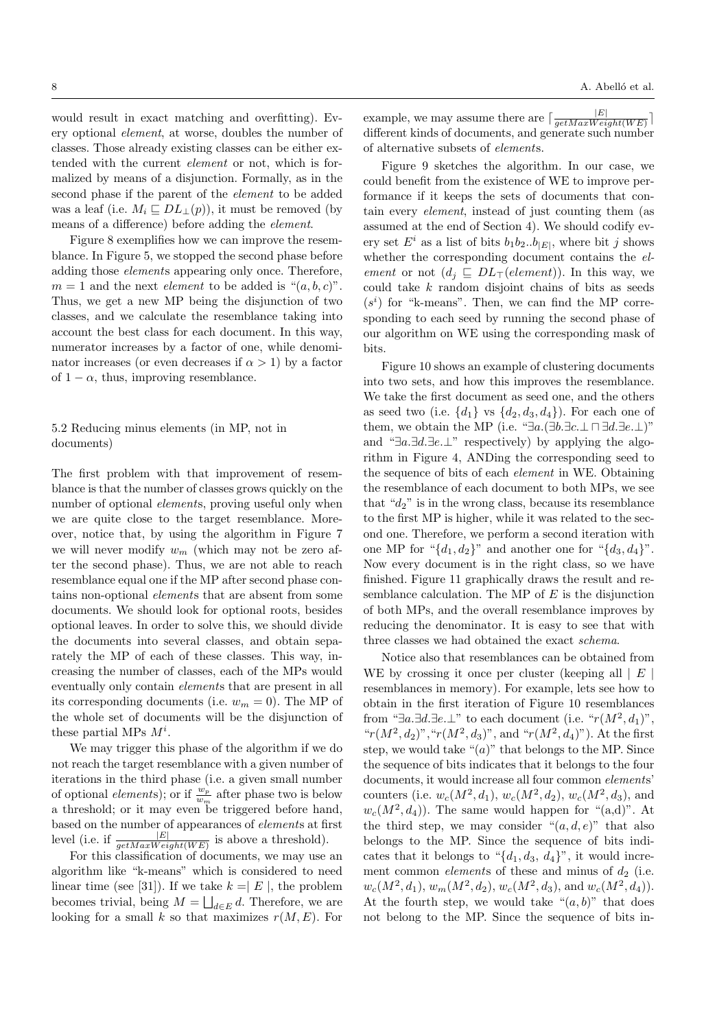would result in exact matching and overfitting). Every optional *element*, at worse, doubles the number of classes. Those already existing classes can be either extended with the current *element* or not, which is formalized by means of a disjunction. Formally, as in the second phase if the parent of the *element* to be added was a leaf (i.e. $M_i \sqsubseteq DL_\perp(p)$), it must be removed (by means of a difference) before adding the *element*.

Figure 8 exemplifies how we can improve the resemblance. In Figure 5, we stopped the second phase before adding those *elements* appearing only once. Therefore, $m = 1$ and the next *element* to be added is "$(a, b, c)$". Thus, we get a new MP being the disjunction of two classes, and we calculate the resemblance taking into account the best class for each document. In this way, numerator increases by a factor of one, while denominator increases (or even decreases if $\alpha > 1$) by a factor of $1 - \alpha$, thus, improving resemblance.

### 5.2 Reducing minus elements (in MP, not in documents)

The first problem with that improvement of resemblance is that the number of classes grows quickly on the number of optional *elements*, proving useful only when we are quite close to the target resemblance. Moreover, notice that, by using the algorithm in Figure 7 we will never modify $w_m$ (which may not be zero after the second phase). Thus, we are not able to reach resemblance equal one if the MP after second phase contains non-optional *elements* that are absent from some documents. We should look for optional roots, besides optional leaves. In order to solve this, we should divide the documents into several classes, and obtain separately the MP of each of these classes. This way, increasing the number of classes, each of the MPs would eventually only contain *elements* that are present in all its corresponding documents (i.e. $w_m = 0$). The MP of the whole set of documents will be the disjunction of these partial MPs $M^i$.

We may trigger this phase of the algorithm if we do not reach the target resemblance with a given number of iterations in the third phase (i.e. a given small number of optional *elements*); or if $\frac{w_p}{w_m}$ after phase two is below a threshold; or it may even be triggered before hand, based on the number of appearances of *elements* at first level (i.e. if $\frac{|E|}{getMaxWeight(WE)}$ is above a threshold).

For this classification of documents, we may use an algorithm like "k-means" which is considered to need linear time (see [31]). If we take $k =| E |$, the problem becomes trivial, being $M = \bigsqcup_{d \in E} d$. Therefore, we are looking for a small $k$ so that maximizes $r(M, E)$. For example, we may assume there are $\lceil \frac{|E|}{getMaxWeight(WE)} \rceil$ different kinds of documents, and generate such number of alternative subsets of *elements*.

Figure 9 sketches the algorithm. In our case, we could benefit from the existence of WE to improve performance if it keeps the sets of documents that contain every *element*, instead of just counting them (as assumed at the end of Section 4). We should codify every set $E^i$ as a list of bits $b_1 b_2 .. b_{|E|}$, where bit $j$ shows whether the corresponding document contains the *element* or not ($d_j \sqsubseteq DL_\top(element)$). In this way, we could take $k$ random disjoint chains of bits as seeds ($s^i$) for "k-means". Then, we can find the MP corresponding to each seed by running the second phase of our algorithm on WE using the corresponding mask of bits.

Figure 10 shows an example of clustering documents into two sets, and how this improves the resemblance. We take the first document as seed one, and the others as seed two (i.e. $\{d_1\}$ vs $\{d_2, d_3, d_4\}$). For each one of them, we obtain the MP (i.e. "$\exists a.(\exists b.\exists c.\perp \sqcap \exists d.\exists e.\perp)$" and "$\exists a.\exists d.\exists e.\perp$" respectively) by applying the algorithm in Figure 4, ANDing the corresponding seed to the sequence of bits of each *element* in WE. Obtaining the resemblance of each document to both MPs, we see that "$d_2$" is in the wrong class, because its resemblance to the first MP is higher, while it was related to the second one. Therefore, we perform a second iteration with one MP for "$\{d_1, d_2\}$" and another one for "$\{d_3, d_4\}$". Now every document is in the right class, so we have finished. Figure 11 graphically draws the result and resemblance calculation. The MP of $E$ is the disjunction of both MPs, and the overall resemblance improves by reducing the denominator. It is easy to see that with three classes we had obtained the exact *schema*.

Notice also that resemblances can be obtained from WE by crossing it once per cluster (keeping all $| E |$ resemblances in memory). For example, lets see how to obtain in the first iteration of Figure 10 resemblances from "$\exists a.\exists d.\exists e.\perp$" to each document (i.e. "$r(M^2, d_1)$", "$r(M^2, d_2)$", "$r(M^2, d_3)$", and "$r(M^2, d_4)$"). At the first step, we would take "$(a)$" that belongs to the MP. Since the sequence of bits indicates that it belongs to the four documents, it would increase all four common *elements*' counters (i.e. $w_c(M^2, d_1)$, $w_c(M^2, d_2)$, $w_c(M^2, d_3)$, and $w_c(M^2, d_4)$). The same would happen for "(a,d)". At the third step, we may consider "$(a, d, e)$" that also belongs to the MP. Since the sequence of bits indicates that it belongs to "$\{d_1, d_3, d_4\}$", it would increment common *elements* of these and minus of $d_2$ (i.e. $w_c(M^2, d_1)$, $w_m(M^2, d_2)$, $w_c(M^2, d_3)$, and $w_c(M^2, d_4)$). At the fourth step, we would take "$(a, b)$" that does not belong to the MP. Since the sequence of bits in-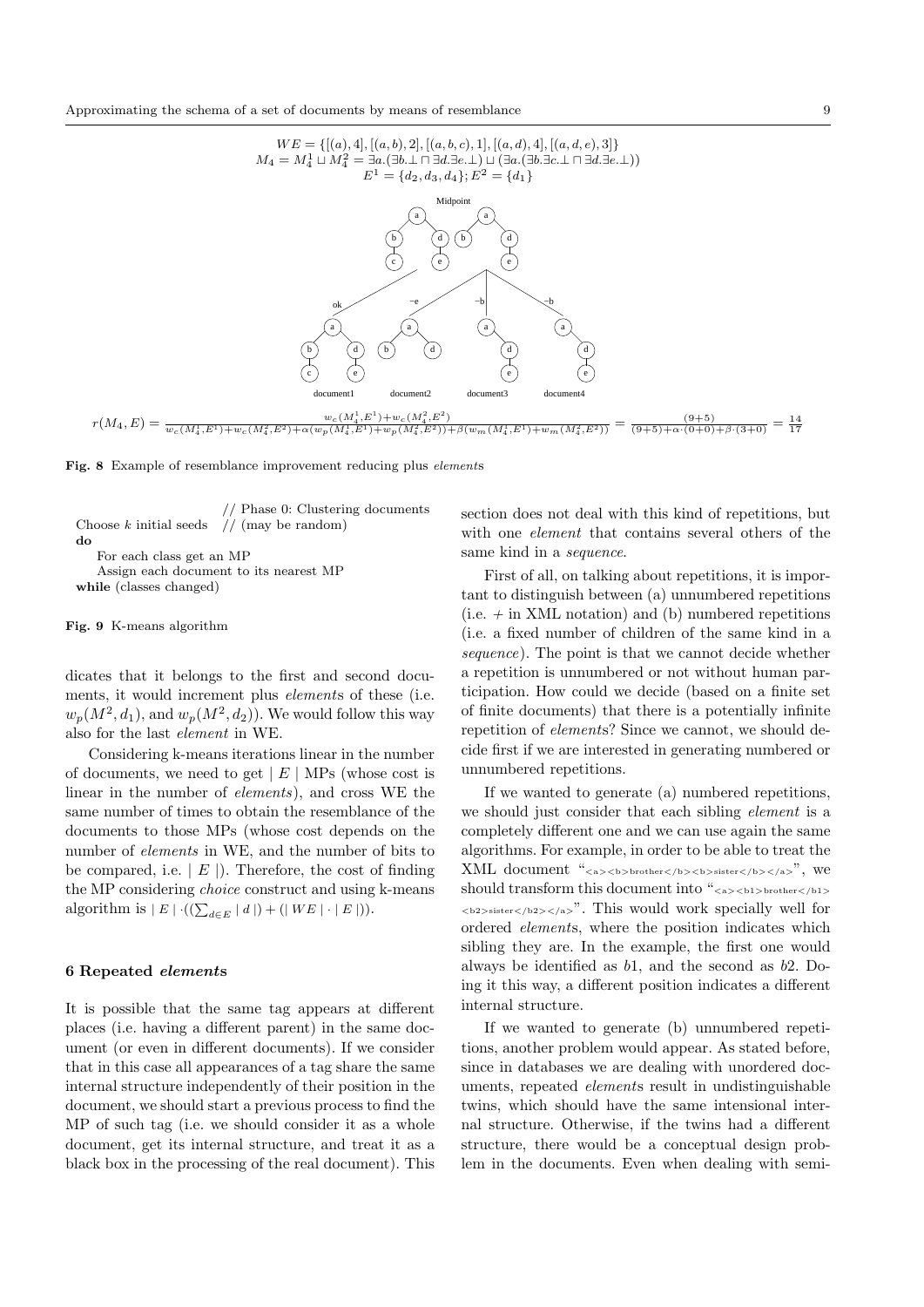$$WE = \{[(a), 4], [(a, b), 2], [(a, b, c), 1], [(a, d), 4], [(a, d, e), 3]\}$$
$$M_4 = M_4^1 \sqcup M_4^2 = \exists a.(\exists b.\bot \sqcap \exists d.\exists e.\bot) \sqcup (\exists a.(\exists b.\exists c.\bot \sqcap \exists d.\exists e.\bot))$$
$$E^1 = \{d_2, d_3, d_4\}; E^2 = \{d_1\}$$

Midpoint

ok ¬e ¬b ¬b

a b c d e

document1 document2 document3 document4

$$r(M_4, E) = \frac{w_c(M_4^1, E^1) + w_c(M_4^2, E^2)}{w_c(M_4^1, E^1) + w_c(M_4^2, E^2) + \alpha(w_p(M_4^1, E^1) + w_p(M_4^2, E^2)) + \beta(w_m(M_4^1, E^1) + w_m(M_4^2, E^2))} = \frac{(9+5)}{(9+5) + \alpha \cdot (0+0) + \beta \cdot (3+0)} = \frac{14}{17}$$

**Fig. 8** Example of resemblance improvement reducing plus *elements*

```
                        // Phase 0: Clustering documents
Choose k initial seeds  // (may be random)
do
    For each class get an MP
    Assign each document to its nearest MP
while (classes changed)
```

**Fig. 9** K-means algorithm

dicates that it belongs to the first and second documents, it would increment plus *elements* of these (i.e. $w_p(M^2, d_1)$, and $w_p(M^2, d_2)$). We would follow this way also for the last *element* in WE.

Considering k-means iterations linear in the number of documents, we need to get $|E|$ MPs (whose cost is linear in the number of *elements*), and cross WE the same number of times to obtain the resemblance of the documents to those MPs (whose cost depends on the number of *elements* in WE, and the number of bits to be compared, i.e. $|E|$). Therefore, the cost of finding the MP considering *choice* construct and using k-means algorithm is $|E| \cdot ((\sum_{d \in E} |d|) + (|WE| \cdot |E|))$.

## 6 Repeated *elements*

It is possible that the same tag appears at different places (i.e. having a different parent) in the same document (or even in different documents). If we consider that in this case all appearances of a tag share the same internal structure independently of their position in the document, we should start a previous process to find the MP of such tag (i.e. we should consider it as a whole document, get its internal structure, and treat it as a black box in the processing of the real document). This section does not deal with this kind of repetitions, but with one *element* that contains several others of the same kind in a *sequence*.

First of all, on talking about repetitions, it is important to distinguish between (a) unnumbered repetitions (i.e. + in XML notation) and (b) numbered repetitions (i.e. a fixed number of children of the same kind in a *sequence*). The point is that we cannot decide whether a repetition is unnumbered or not without human participation. How could we decide (based on a finite set of finite documents) that there is a potentially infinite repetition of *elements*? Since we cannot, we should decide first if we are interested in generating numbered or unnumbered repetitions.

If we wanted to generate (a) numbered repetitions, we should just consider that each sibling *element* is a completely different one and we can use again the same algorithms. For example, in order to be able to treat the XML document "<a><b>brother</b><b>sister</b></a>", we should transform this document into "<a><b1>brother</b1><b2>sister</b2></a>". This would work specially well for ordered *elements*, where the position indicates which sibling they are. In the example, the first one would always be identified as $b1$, and the second as $b2$. Doing it this way, a different position indicates a different internal structure.

If we wanted to generate (b) unnumbered repetitions, another problem would appear. As stated before, since in databases we are dealing with unordered documents, repeated *elements* result in undistinguishable twins, which should have the same intensional internal structure. Otherwise, if the twins had a different structure, there would be a conceptual design problem in the documents. Even when dealing with semi-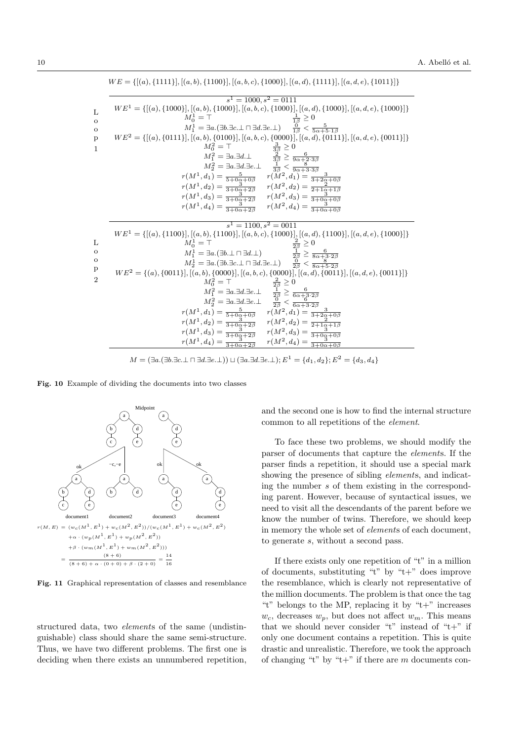$$WE = \{[(a), \{1111\}], [(a,b), \{1100\}], [(a,b,c), \{1000\}], [(a,d), \{1111\}], [(a,d,e), \{1011\}]\}$$

**Loop 1**: $s^1 = 1000, s^2 = 0111$

$$WE^1 = \{[(a), \{1000\}], [(a,b), \{1000\}], [(a,b,c), \{1000\}], [(a,d), \{1000\}], [(a,d,e), \{1000\}]\}$$

$$M_0^1 = \top \qquad \frac{1}{1\beta} \geq 0$$

$$M_1^1 = \exists a.(\exists b.\exists c.\bot \sqcap \exists d.\exists e.\bot) \qquad \frac{0}{1\beta} < \frac{5}{5\alpha + 5 \cdot 1\beta}$$

$$WE^2 = \{[(a), \{0111\}], [(a,b), \{0100\}], [(a,b,c), \{0000\}], [(a,d), \{0111\}], [(a,d,e), \{0011\}]\}$$

$$M_0^2 = \top \qquad \frac{3}{3\beta} \geq 0$$

$$M_1^2 = \exists a.\exists d.\bot \qquad \frac{2}{3\beta} \geq \frac{6}{9\alpha + 2 \cdot 3\beta}$$

$$M_2^2 = \exists a.\exists d.\exists e.\bot \qquad \frac{1}{3\beta} < \frac{8}{9\alpha + 3 \cdot 3\beta}$$

$$r(M^1, d_1) = \frac{5}{5+0\alpha+0\beta} \qquad r(M^2, d_1) = \frac{3}{3+2\alpha+0\beta}$$

$$r(M^1, d_2) = \frac{3}{3+0\alpha+2\beta} \qquad r(M^2, d_2) = \frac{2}{2+1\alpha+1\beta}$$

$$r(M^1, d_3) = \frac{3}{3+0\alpha+2\beta} \qquad r(M^2, d_3) = \frac{3}{3+0\alpha+0\beta}$$

$$r(M^1, d_4) = \frac{3}{3+0\alpha+2\beta} \qquad r(M^2, d_4) = \frac{3}{3+0\alpha+0\beta}$$

**Loop 2**: $s^1 = 1100, s^2 = 0011$

$$WE^1 = \{[(a), \{1100\}], [(a,b), \{1100\}], [(a,b,c), \{1000\}], [(a,d), \{1100\}], [(a,d,e), \{1000\}]\}$$

$$M_0^1 = \top \qquad \frac{2}{2\beta} \geq 0$$

$$M_1^1 = \exists a.(\exists b.\bot \sqcap \exists d.\bot) \qquad \frac{1}{2\beta} \geq \frac{6}{8\alpha + 3 \cdot 2\beta}$$

$$M_2^1 = \exists a.(\exists b.\exists c.\bot \sqcap \exists d.\exists e.\bot) \qquad \frac{0}{2\beta} < \frac{8}{8\alpha + 5 \cdot 2\beta}$$

$$WE^2 = \{(a), \{0011\}], [(a,b), \{0000\}], [(a,b,c), \{0000\}], [(a,d), \{0011\}], [(a,d,e), \{0011\}]\}$$

$$M_0^2 = \top \qquad \frac{2}{2\beta} \geq 0$$

$$M_1^2 = \exists a.\exists d.\exists e.\bot \qquad \frac{1}{2\beta} \geq \frac{6}{6\alpha + 3 \cdot 2\beta}$$

$$M_2^2 = \exists a.\exists d.\exists e.\bot \qquad \frac{0}{2\beta} < \frac{6}{6\alpha + 3 \cdot 2\beta}$$

$$r(M^1, d_1) = \frac{5}{5+0\alpha+0\beta} \qquad r(M^2, d_1) = \frac{3}{3+2\alpha+0\beta}$$

$$r(M^1, d_2) = \frac{3}{3+0\alpha+2\beta} \qquad r(M^2, d_2) = \frac{2}{2+1\alpha+1\beta}$$

$$r(M^1, d_3) = \frac{3}{3+0\alpha+2\beta} \qquad r(M^2, d_3) = \frac{3}{3+0\alpha+0\beta}$$

$$r(M^1, d_4) = \frac{3}{3+0\alpha+2\beta} \qquad r(M^2, d_4) = \frac{3}{3+0\alpha+0\beta}$$

$$M = (\exists a.(\exists b.\exists c.\bot \sqcap \exists d.\exists e.\bot)) \sqcup (\exists a.\exists d.\exists e.\bot); E^1 = \{d_1, d_2\}; E^2 = \{d_3, d_4\}$$

**Fig. 10** Example of dividing the documents into two classes

$$r(M, E) = (w_c(M^1, E^1) + w_c(M^2, E^2))/(w_c(M^1, E^1) + w_c(M^2, E^2) + \alpha \cdot (w_p(M^1, E^1) + w_p(M^2, E^2)) + \beta \cdot (w_m(M^1, E^1) + w_m(M^2, E^2))) = \frac{(8+6)}{(8+6) + \alpha \cdot (0+0) + \beta \cdot (2+0)} = \frac{14}{16}$$

**Fig. 11** Graphical representation of classes and resemblance

structured data, two *elements* of the same (undistinguishable) class should share the same semi-structure. Thus, we have two different problems. The first one is deciding when there exists an unnumbered repetition, and the second one is how to find the internal structure common to all repetitions of the *element*.

To face these two problems, we should modify the parser of documents that capture the *elements*. If the parser finds a repetition, it should use a special mark showing the presence of sibling *elements*, and indicating the number $s$ of them existing in the corresponding parent. However, because of syntactical issues, we need to visit all the descendants of the parent before we know the number of twins. Therefore, we should keep in memory the whole set of *elements* of each document, to generate $s$, without a second pass.

If there exists only one repetition of "t" in a million of documents, substituting "t" by "t+" does improve the resemblance, which is clearly not representative of the million documents. The problem is that once the tag "t" belongs to the MP, replacing it by "t+" increases $w_c$, decreases $w_p$, but does not affect $w_m$. This means that we should never consider "t" instead of "t+" if only one document contains a repetition. This is quite drastic and unrealistic. Therefore, we took the approach of changing "t" by "t+" if there are $m$ documents con-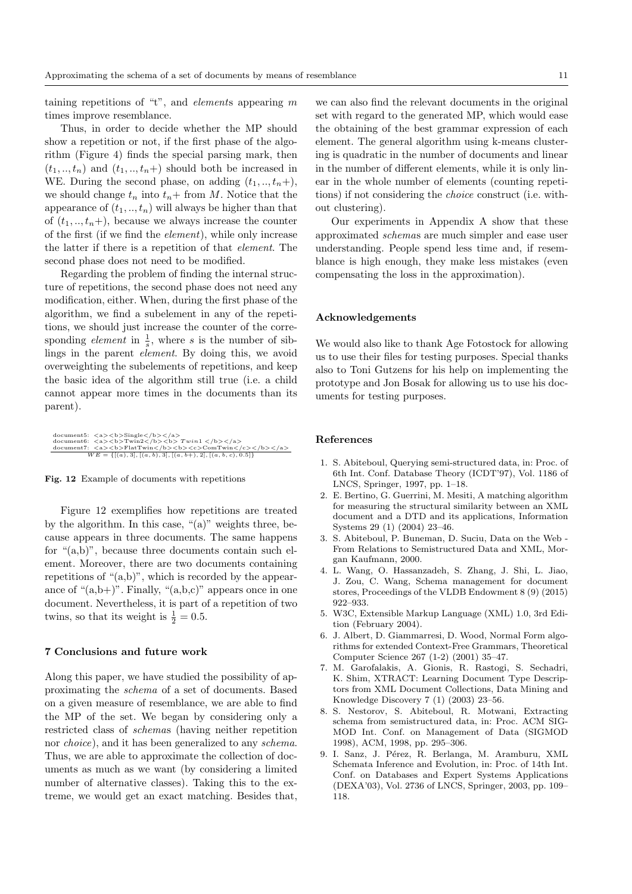taining repetitions of "t", and *element*s appearing $m$ times improve resemblance.

Thus, in order to decide whether the MP should show a repetition or not, if the first phase of the algorithm (Figure 4) finds the special parsing mark, then $(t_1, .., t_n)$ and $(t_1, .., t_n+)$ should both be increased in WE. During the second phase, on adding $(t_1, .., t_n+)$, we should change $t_n$ into $t_n+$ from $M$. Notice that the appearance of $(t_1, .., t_n)$ will always be higher than that of $(t_1, .., t_n+)$, because we always increase the counter of the first (if we find the *element*), while only increase the latter if there is a repetition of that *element*. The second phase does not need to be modified.

Regarding the problem of finding the internal structure of repetitions, the second phase does not need any modification, either. When, during the first phase of the algorithm, we find a subelement in any of the repetitions, we should just increase the counter of the corresponding *element* in $\frac{1}{s}$, where $s$ is the number of siblings in the parent *element*. By doing this, we avoid overweighting the subelements of repetitions, and keep the basic idea of the algorithm still true (i.e. a child cannot appear more times in the documents than its parent).

```
document5: <a><b>Single</b></a>
document6: <a><b>Twin2</b><b> Twin1 </b></a>
document7: <a><b>FlatTwin</b><b><c>ComTwin</c></b></a>
```

$$WE = \{[(a), 3], [(a, b), 3], [(a, b+), 2], [(a, b, c), 0.5]\}$$

**Fig. 12** Example of documents with repetitions

Figure 12 exemplifies how repetitions are treated by the algorithm. In this case, "(a)" weights three, because appears in three documents. The same happens for "(a,b)", because three documents contain such element. Moreover, there are two documents containing repetitions of "(a,b)", which is recorded by the appearance of "(a,b+)". Finally, "(a,b,c)" appears once in one document. Nevertheless, it is part of a repetition of two twins, so that its weight is $\frac{1}{2} = 0.5$.

## 7 Conclusions and future work

Along this paper, we have studied the possibility of approximating the *schema* of a set of documents. Based on a given measure of resemblance, we are able to find the MP of the set. We began by considering only a restricted class of *schema*s (having neither repetition nor *choice*), and it has been generalized to any *schema*. Thus, we are able to approximate the collection of documents as much as we want (by considering a limited number of alternative classes). Taking this to the extreme, we would get an exact matching. Besides that, we can also find the relevant documents in the original set with regard to the generated MP, which would ease the obtaining of the best grammar expression of each element. The general algorithm using k-means clustering is quadratic in the number of documents and linear in the number of different elements, while it is only linear in the whole number of elements (counting repetitions) if not considering the *choice* construct (i.e. without clustering).

Our experiments in Appendix A show that these approximated *schema*s are much simpler and ease user understanding. People spend less time and, if resemblance is high enough, they make less mistakes (even compensating the loss in the approximation).

## Acknowledgements

We would also like to thank Age Fotostock for allowing us to use their files for testing purposes. Special thanks also to Toni Gutzens for his help on implementing the prototype and Jon Bosak for allowing us to use his documents for testing purposes.

## References

1. S. Abiteboul, Querying semi-structured data, in: Proc. of 6th Int. Conf. Database Theory (ICDT'97), Vol. 1186 of LNCS, Springer, 1997, pp. 1–18.
2. E. Bertino, G. Guerrini, M. Mesiti, A matching algorithm for measuring the structural similarity between an XML document and a DTD and its applications, Information Systems 29 (1) (2004) 23–46.
3. S. Abiteboul, P. Buneman, D. Suciu, Data on the Web - From Relations to Semistructured Data and XML, Morgan Kaufmann, 2000.
4. L. Wang, O. Hassanzadeh, S. Zhang, J. Shi, L. Jiao, J. Zou, C. Wang, Schema management for document stores, Proceedings of the VLDB Endowment 8 (9) (2015) 922–933.
5. W3C, Extensible Markup Language (XML) 1.0, 3rd Edition (February 2004).
6. J. Albert, D. Giammarresi, D. Wood, Normal Form algorithms for extended Context-Free Grammars, Theoretical Computer Science 267 (1-2) (2001) 35–47.
7. M. Garofalakis, A. Gionis, R. Rastogi, S. Sechadri, K. Shim, XTRACT: Learning Document Type Descriptors from XML Document Collections, Data Mining and Knowledge Discovery 7 (1) (2003) 23–56.
8. S. Nestorov, S. Abiteboul, R. Motwani, Extracting schema from semistructured data, in: Proc. ACM SIGMOD Int. Conf. on Management of Data (SIGMOD 1998), ACM, 1998, pp. 295–306.
9. I. Sanz, J. Pérez, R. Berlanga, M. Aramburu, XML Schemata Inference and Evolution, in: Proc. of 14th Int. Conf. on Databases and Expert Systems Applications (DEXA'03), Vol. 2736 of LNCS, Springer, 2003, pp. 109–118.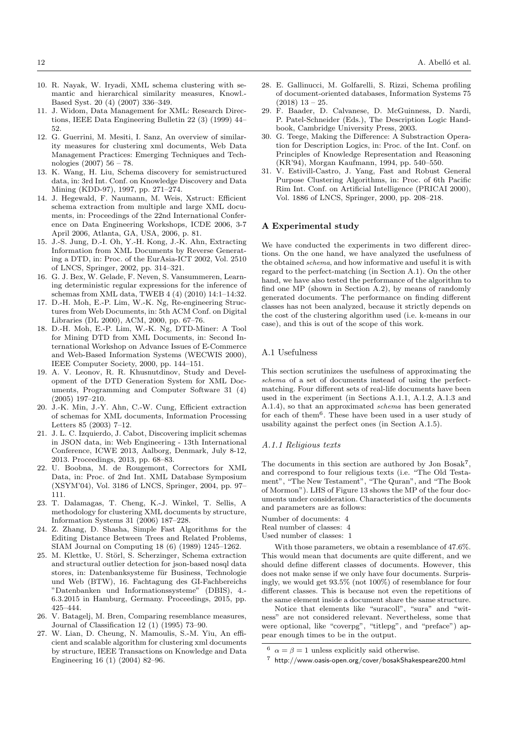10. R. Nayak, W. Iryadi, XML schema clustering with semantic and hierarchical similarity measures, Knowl.-Based Syst. 20 (4) (2007) 336–349.
11. J. Widom, Data Management for XML: Research Directions, IEEE Data Engineering Bulletin 22 (3) (1999) 44–52.
12. G. Guerrini, M. Mesiti, I. Sanz, An overview of similarity measures for clustering xml documents, Web Data Management Practices: Emerging Techniques and Technologies (2007) 56 – 78.
13. K. Wang, H. Liu, Schema discovery for semistructured data, in: 3rd Int. Conf. on Knowledge Discovery and Data Mining (KDD-97), 1997, pp. 271–274.
14. J. Hegewald, F. Naumann, M. Weis, Xstruct: Efficient schema extraction from multiple and large XML documents, in: Proceedings of the 22nd International Conference on Data Engineering Workshops, ICDE 2006, 3-7 April 2006, Atlanta, GA, USA, 2006, p. 81.
15. J.-S. Jung, D.-I. Oh, Y.-H. Kong, J.-K. Ahn, Extracting Information from XML Documents by Reverse Generating a DTD, in: Proc. of the EurAsia-ICT 2002, Vol. 2510 of LNCS, Springer, 2002, pp. 314–321.
16. G. J. Bex, W. Gelade, F. Neven, S. Vansummeren, Learning deterministic regular expressions for the inference of schemas from XML data, TWEB 4 (4) (2010) 14:1–14:32.
17. D.-H. Moh, E.-P. Lim, W.-K. Ng, Re-engineering Structures from Web Documents, in: 5th ACM Conf. on Digital Libraries (DL 2000), ACM, 2000, pp. 67–76.
18. D.-H. Moh, E.-P. Lim, W.-K. Ng, DTD-Miner: A Tool for Mining DTD from XML Documents, in: Second International Workshop on Advance Issues of E-Commerce and Web-Based Information Systems (WECWIS 2000), IEEE Computer Society, 2000, pp. 144–151.
19. A. V. Leonov, R. R. Khusnutdinov, Study and Development of the DTD Generation System for XML Documents, Programming and Computer Software 31 (4) (2005) 197–210.
20. J.-K. Min, J.-Y. Ahn, C.-W. Cung, Efficient extraction of schemas for XML documents, Information Processing Letters 85 (2003) 7–12.
21. J. L. C. Izquierdo, J. Cabot, Discovering implicit schemas in JSON data, in: Web Engineering - 13th International Conference, ICWE 2013, Aalborg, Denmark, July 8-12, 2013. Proceedings, 2013, pp. 68–83.
22. U. Boobna, M. de Rougemont, Correctors for XML Data, in: Proc. of 2nd Int. XML Database Symposium (XSYM'04), Vol. 3186 of LNCS, Springer, 2004, pp. 97–111.
23. T. Dalamagas, T. Cheng, K.-J. Winkel, T. Sellis, A methodology for clustering XML documents by structure, Information Systems 31 (2006) 187–228.
24. Z. Zhang, D. Shasha, Simple Fast Algorithms for the Editing Distance Between Trees and Related Problems, SIAM Journal on Computing 18 (6) (1989) 1245–1262.
25. M. Klettke, U. Störl, S. Scherzinger, Schema extraction and structural outlier detection for json-based nosql data stores, in: Datenbanksysteme für Business, Technologie und Web (BTW), 16. Fachtagung des GI-Fachbereichs "Datenbanken und Informationssysteme" (DBIS), 4.-6.3.2015 in Hamburg, Germany. Proceedings, 2015, pp. 425–444.
26. V. Batagelj, M. Bren, Comparing resemblance measures, Journal of Classification 12 (1) (1995) 73–90.
27. W. Lian, D. Cheung, N. Mamoulis, S.-M. Yiu, An efficient and scalable algorithm for clustering xml documents by structure, IEEE Transactions on Knowledge and Data Engineering 16 (1) (2004) 82–96.
28. E. Gallinucci, M. Golfarelli, S. Rizzi, Schema profiling of document-oriented databases, Information Systems 75 (2018) 13 – 25.
29. F. Baader, D. Calvanese, D. McGuinness, D. Nardi, P. Patel-Schneider (Eds.), The Description Logic Handbook, Cambridge University Press, 2003.
30. G. Teege, Making the Difference: A Substraction Operation for Description Logics, in: Proc. of the Int. Conf. on Principles of Knowledge Representation and Reasoning (KR'94), Morgan Kaufmann, 1994, pp. 540–550.
31. V. Estivill-Castro, J. Yang, Fast and Robust General Purpose Clustering Algorithms, in: Proc. of 6th Pacific Rim Int. Conf. on Artificial Intelligence (PRICAI 2000), Vol. 1886 of LNCS, Springer, 2000, pp. 208–218.

## A Experimental study

We have conducted the experiments in two different directions. On the one hand, we have analyzed the usefulness of the obtained *schema*, and how informative and useful it is with regard to the perfect-matching (in Section A.1). On the other hand, we have also tested the performance of the algorithm to find one MP (shown in Section A.2), by means of randomly generated documents. The performance on finding different classes has not been analyzed, because it strictly depends on the cost of the clustering algorithm used (i.e. k-means in our case), and this is out of the scope of this work.

### A.1 Usefulness

This section scrutinizes the usefulness of approximating the *schema* of a set of documents instead of using the perfect-matching. Four different sets of real-life documents have been used in the experiment (in Sections A.1.1, A.1.2, A.1.3 and A.1.4), so that an approximated *schema* has been generated for each of them[6]. These have been used in a user study of usability against the perfect ones (in Section A.1.5).

#### *A.1.1 Religious texts*

The documents in this section are authored by Jon Bosak[7], and correspond to four religious texts (i.e. "The Old Testament", "The New Testament", "The Quran", and "The Book of Mormon"). LHS of Figure 13 shows the MP of the four documents under consideration. Characteristics of the documents and parameters are as follows:

Number of documents: 4
Real number of classes: 4
Used number of classes: 1

With those parameters, we obtain a resemblance of 47.6%. This would mean that documents are quite different, and we should define different classes of documents. However, this does not make sense if we only have four documents. Surprisingly, we would get 93.5% (not 100%) of resemblance for four different classes. This is because not even the repetitions of the same element inside a document share the same structure.

Notice that elements like "suracoll", "sura" and "witness" are not considered relevant. Nevertheless, some that were optional, like "coverpg", "titlepg", and "preface") appear enough times to be in the output.

[6] $\alpha = \beta = 1$ unless explicitly said otherwise.

[7] http://www.oasis-open.org/cover/bosakShakespeare200.html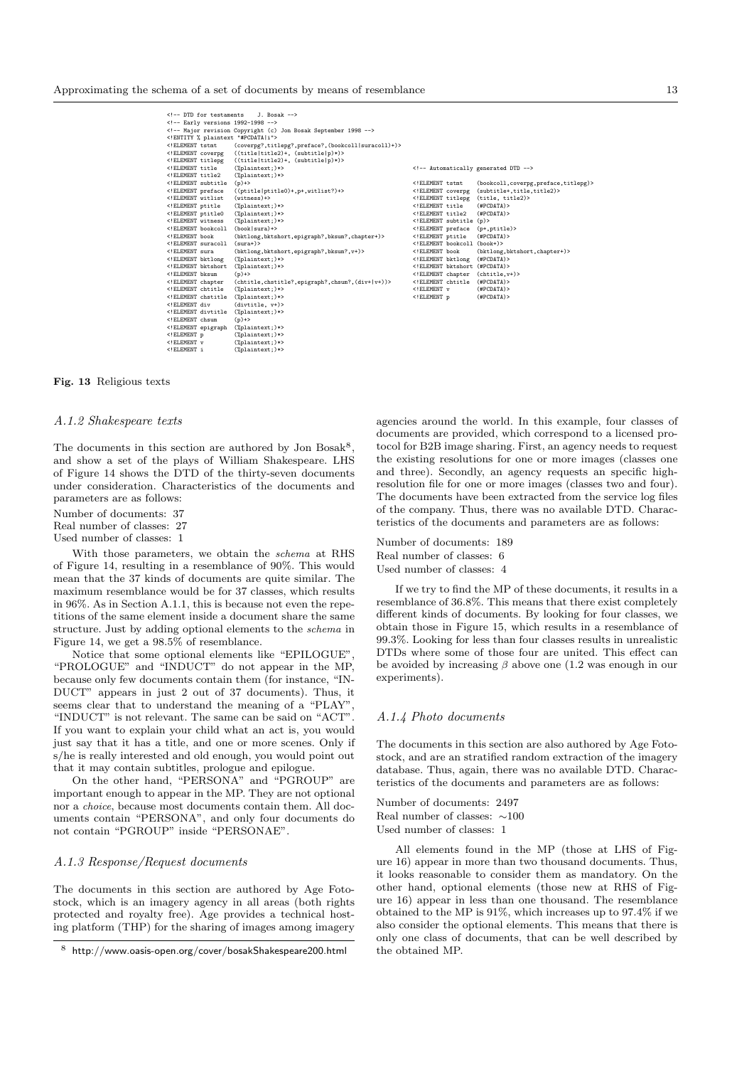```
<!-- DTD for testaments    J. Bosak -->
<!-- Early versions 1992-1998 -->
<!-- Major revision Copyright (c) Jon Bosak September 1998 -->
<!ENTITY % plaintext "#PCDATA|i">
<!ELEMENT tstmt      (coverpg?,titlepg?,preface?,(bookcoll|suracoll)+)>
<!ELEMENT coverpg    ((title|title2)+, (subtitle|p)*)>
<!ELEMENT titlepg    ((title|title2)+, (subtitle|p)*)>
<!ELEMENT title      (%plaintext;)*>
<!ELEMENT title2     (%plaintext;)*>
<!ELEMENT subtitle   (p)+>
<!ELEMENT preface    ((ptitle|ptitle0)+,p+,witlist?)+>
<!ELEMENT witlist    (witness)+>
<!ELEMENT ptitle     (%plaintext;)*>
<!ELEMENT ptitle0    (%plaintext;)*>
<!ELEMENT witness    (%plaintext;)*>
<!ELEMENT bookcoll   (book|sura)+>
<!ELEMENT book       (bktlong,bktshort,epigraph?,bksum?,chapter+)>
<!ELEMENT suracoll   (sura+)>
<!ELEMENT sura       (bktlong,bktshort,epigraph?,bksum?,v+)>
<!ELEMENT bktlong    (%plaintext;)*>
<!ELEMENT bktshort   (%plaintext;)*>
<!ELEMENT bksum      (p)+>
<!ELEMENT chapter    (chtitle,chstitle?,epigraph?,chsum?,(div+|v+))>
<!ELEMENT chtitle    (%plaintext;)*>
<!ELEMENT chstitle   (%plaintext;)*>
<!ELEMENT div        (divtitle, v+)>
<!ELEMENT divtitle   (%plaintext;)*>
<!ELEMENT chsum      (p)+>
<!ELEMENT epigraph   (%plaintext;)*>
<!ELEMENT p          (%plaintext;)*>
<!ELEMENT v          (%plaintext;)*>
<!ELEMENT i          (%plaintext;)*>
```

```
<!-- Automatically generated DTD -->

<!ELEMENT tstmt     (bookcoll,coverpg,preface,titlepg)>
<!ELEMENT coverpg   (subtitle+,title,title2)>
<!ELEMENT titlepg   (title, title2)>
<!ELEMENT title     (#PCDATA)>
<!ELEMENT title2    (#PCDATA)>
<!ELEMENT subtitle  (p)>
<!ELEMENT preface   (p+,ptitle)>
<!ELEMENT ptitle    (#PCDATA)>
<!ELEMENT bookcoll  (book+)>
<!ELEMENT book      (bktlong,bktshort,chapter+)>
<!ELEMENT bktlong   (#PCDATA)>
<!ELEMENT bktshort  (#PCDATA)>
<!ELEMENT chapter   (chtitle,v+)>
<!ELEMENT chtitle   (#PCDATA)>
<!ELEMENT v         (#PCDATA)>
<!ELEMENT p         (#PCDATA)>
```

**Fig. 13** Religious texts

### *A.1.2 Shakespeare texts*

The documents in this section are authored by Jon Bosak[8], and show a set of the plays of William Shakespeare. LHS of Figure 14 shows the DTD of the thirty-seven documents under consideration. Characteristics of the documents and parameters are as follows:

Number of documents: 37
Real number of classes: 27
Used number of classes: 1

With those parameters, we obtain the *schema* at RHS of Figure 14, resulting in a resemblance of 90%. This would mean that the 37 kinds of documents are quite similar. The maximum resemblance would be for 37 classes, which results in 96%. As in Section A.1.1, this is because not even the repetitions of the same element inside a document share the same structure. Just by adding optional elements to the *schema* in Figure 14, we get a 98.5% of resemblance.

Notice that some optional elements like "EPILOGUE", "PROLOGUE" and "INDUCT" do not appear in the MP, because only few documents contain them (for instance, "INDUCT" appears in just 2 out of 37 documents). Thus, it seems clear that to understand the meaning of a "PLAY", "INDUCT" is not relevant. The same can be said on "ACT". If you want to explain your child what an act is, you would just say that it has a title, and one or more scenes. Only if s/he is really interested and old enough, you would point out that it may contain subtitles, prologue and epilogue.

On the other hand, "PERSONA" and "PGROUP" are important enough to appear in the MP. They are not optional nor a *choice*, because most documents contain them. All documents contain "PERSONA", and only four documents do not contain "PGROUP" inside "PERSONAE".

### *A.1.3 Response/Request documents*

The documents in this section are authored by Age Fotostock, which is an imagery agency in all areas (both rights protected and royalty free). Age provides a technical hosting platform (THP) for the sharing of images among imagery agencies around the world. In this example, four classes of documents are provided, which correspond to a licensed protocol for B2B image sharing. First, an agency needs to request the existing resolutions for one or more images (classes one and three). Secondly, an agency requests an specific high-resolution file for one or more images (classes two and four). The documents have been extracted from the service log files of the company. Thus, there was no available DTD. Characteristics of the documents and parameters are as follows:

Number of documents: 189
Real number of classes: 6
Used number of classes: 4

If we try to find the MP of these documents, it results in a resemblance of 36.8%. This means that there exist completely different kinds of documents. By looking for four classes, we obtain those in Figure 15, which results in a resemblance of 99.3%. Looking for less than four classes results in unrealistic DTDs where some of those four are united. This effect can be avoided by increasing $\beta$ above one (1.2 was enough in our experiments).

### *A.1.4 Photo documents*

The documents in this section are also authored by Age Fotostock, and are an stratified random extraction of the imagery database. Thus, again, there was no available DTD. Characteristics of the documents and parameters are as follows:

Number of documents: 2497
Real number of classes: ∼100
Used number of classes: 1

All elements found in the MP (those at LHS of Figure 16) appear in more than two thousand documents. Thus, it looks reasonable to consider them as mandatory. On the other hand, optional elements (those new at RHS of Figure 16) appear in less than one thousand. The resemblance obtained to the MP is 91%, which increases up to 97.4% if we also consider the optional elements. This means that there is only one class of documents, that can be well described by the obtained MP.

[8] http://www.oasis-open.org/cover/bosakShakespeare200.html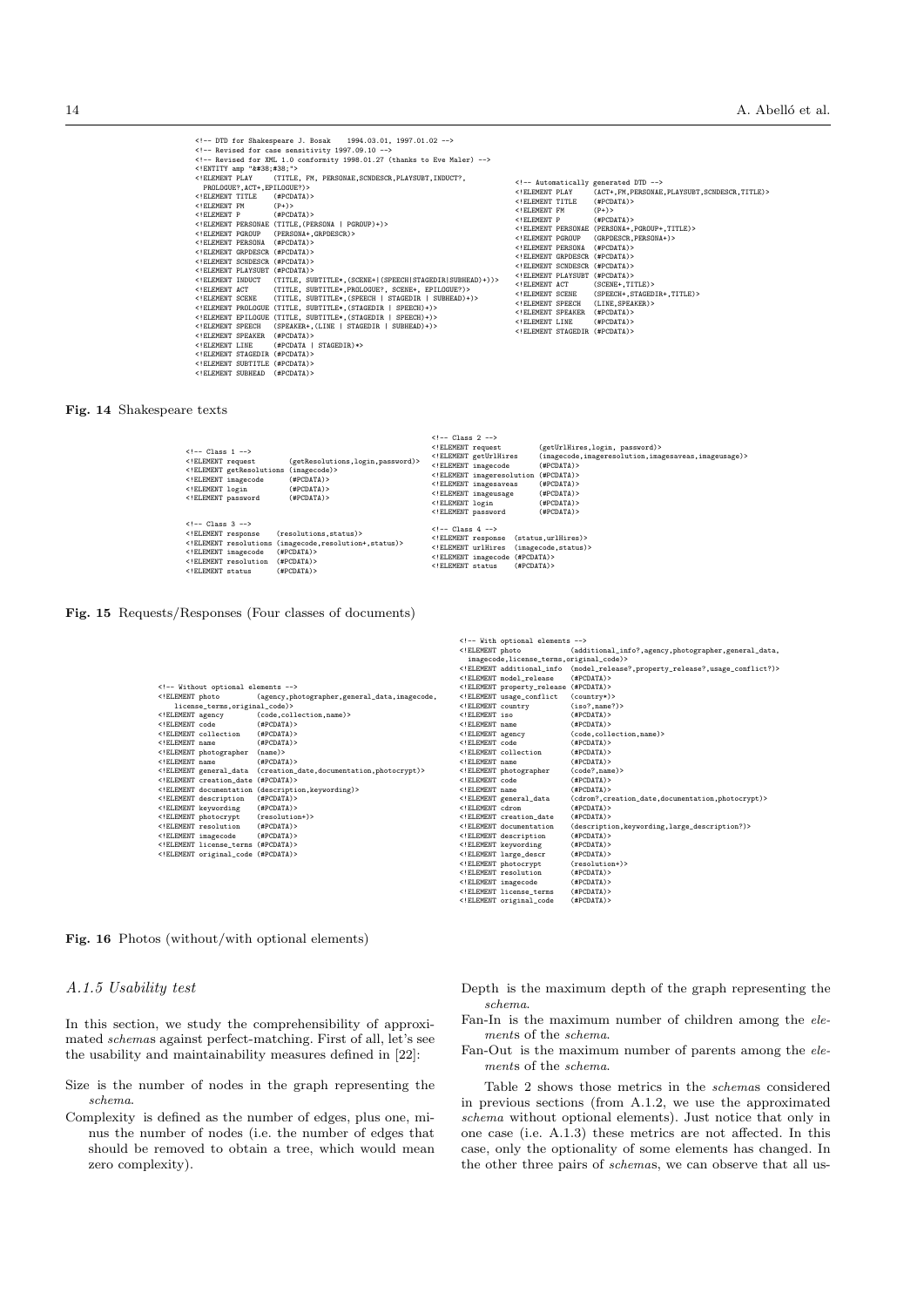```
<!-- DTD for Shakespeare J. Bosak    1994.03.01, 1997.01.02 -->
<!-- Revised for case sensitivity 1997.09.10 -->
<!-- Revised for XML 1.0 conformity 1998.01.27 (thanks to Eve Maler) -->
<!ENTITY amp "&#38;#38;">
<!ELEMENT PLAY     (TITLE, FM, PERSONAE,SCNDESCR,PLAYSUBT,INDUCT?,
  PROLOGUE?,ACT+,EPILOGUE?)>
<!ELEMENT TITLE    (#PCDATA)>
<!ELEMENT FM       (P+)>
<!ELEMENT P        (#PCDATA)>
<!ELEMENT PERSONAE (TITLE,(PERSONA | PGROUP)+)>
<!ELEMENT PGROUP   (PERSONA+,GRPDESCR)>
<!ELEMENT PERSONA  (#PCDATA)>
<!ELEMENT GRPDESCR (#PCDATA)>
<!ELEMENT SCNDESCR (#PCDATA)>
<!ELEMENT PLAYSUBT (#PCDATA)>
<!ELEMENT INDUCT   (TITLE, SUBTITLE*,(SCENE+|(SPEECH|STAGEDIR|SUBHEAD)+))>
<!ELEMENT ACT      (TITLE, SUBTITLE*,PROLOGUE?, SCENE+, EPILOGUE?)>
<!ELEMENT SCENE    (TITLE, SUBTITLE*,(SPEECH | STAGEDIR | SUBHEAD)+)>
<!ELEMENT PROLOGUE (TITLE, SUBTITLE*,(STAGEDIR | SPEECH)+)>
<!ELEMENT EPILOGUE (TITLE, SUBTITLE*,(STAGEDIR | SPEECH)+)>
<!ELEMENT SPEECH   (SPEAKER+,(LINE | STAGEDIR | SUBHEAD)+)>
<!ELEMENT SPEAKER  (#PCDATA)>
<!ELEMENT LINE     (#PCDATA | STAGEDIR)*>
<!ELEMENT STAGEDIR (#PCDATA)>
<!ELEMENT SUBTITLE (#PCDATA)>
<!ELEMENT SUBHEAD  (#PCDATA)>
```

```
<!-- Automatically generated DTD -->
<!ELEMENT PLAY     (ACT+,FM,PERSONAE,PLAYSUBT,SCNDESCR,TITLE)>
<!ELEMENT TITLE    (#PCDATA)>
<!ELEMENT FM       (P+)>
<!ELEMENT P        (#PCDATA)>
<!ELEMENT PERSONAE (PERSONA+,PGROUP+,TITLE)>
<!ELEMENT PGROUP   (GRPDESCR,PERSONA+)>
<!ELEMENT PERSONA  (#PCDATA)>
<!ELEMENT GRPDESCR (#PCDATA)>
<!ELEMENT SCNDESCR (#PCDATA)>
<!ELEMENT PLAYSUBT (#PCDATA)>
<!ELEMENT ACT      (SCENE+,TITLE)>
<!ELEMENT SCENE    (SPEECH+,STAGEDIR+,TITLE)>
<!ELEMENT SPEECH   (LINE,SPEAKER)>
<!ELEMENT SPEAKER  (#PCDATA)>
<!ELEMENT LINE     (#PCDATA)>
<!ELEMENT STAGEDIR (#PCDATA)>
```

**Fig. 14** Shakespeare texts

```
<!-- Class 1 -->
<!ELEMENT request         (getResolutions,login,password)>
<!ELEMENT getResolutions (imagecode)>
<!ELEMENT imagecode       (#PCDATA)>
<!ELEMENT login           (#PCDATA)>
<!ELEMENT password        (#PCDATA)>
```

```
<!-- Class 2 -->
<!ELEMENT request          (getUrlHires,login, password)>
<!ELEMENT getUrlHires      (imagecode,imageresolution,imagesaveas,imageusage)>
<!ELEMENT imagecode        (#PCDATA)>
<!ELEMENT imageresolution (#PCDATA)>
<!ELEMENT imagesaveas      (#PCDATA)>
<!ELEMENT imageusage       (#PCDATA)>
<!ELEMENT login            (#PCDATA)>
<!ELEMENT password         (#PCDATA)>
```

```
<!-- Class 3 -->
<!ELEMENT response    (resolutions,status)>
<!ELEMENT resolutions (imagecode,resolution+,status)>
<!ELEMENT imagecode   (#PCDATA)>
<!ELEMENT resolution  (#PCDATA)>
<!ELEMENT status      (#PCDATA)>
```

```
<!-- Class 4 -->
<!ELEMENT response  (status,urlHires)>
<!ELEMENT urlHires  (imagecode,status)>
<!ELEMENT imagecode (#PCDATA)>
<!ELEMENT status    (#PCDATA)>
```

**Fig. 15** Requests/Responses (Four classes of documents)

```
<!-- Without optional elements -->
<!ELEMENT photo          (agency,photographer,general_data,imagecode,
  license_terms,original_code)>
<!ELEMENT agency         (code,collection,name)>
<!ELEMENT code           (#PCDATA)>
<!ELEMENT collection     (#PCDATA)>
<!ELEMENT name           (#PCDATA)>
<!ELEMENT photographer  (name)>
<!ELEMENT name           (#PCDATA)>
<!ELEMENT general_data  (creation_date,documentation,photocrypt)>
<!ELEMENT creation_date (#PCDATA)>
<!ELEMENT documentation (description,keywording)>
<!ELEMENT description   (#PCDATA)>
<!ELEMENT keywording    (#PCDATA)>
<!ELEMENT photocrypt    (resolution+)>
<!ELEMENT resolution    (#PCDATA)>
<!ELEMENT imagecode     (#PCDATA)>
<!ELEMENT license_terms (#PCDATA)>
<!ELEMENT original_code (#PCDATA)>
```

```
<!-- With optional elements -->
<!ELEMENT photo             (additional_info?,agency,photographer,general_data,
  imagecode,license_terms,original_code)>
<!ELEMENT additional_info  (model_release?,property_release?,usage_conflict?)>
<!ELEMENT model_release    (#PCDATA)>
<!ELEMENT property_release (#PCDATA)>
<!ELEMENT usage_conflict   (country*)>
<!ELEMENT country          (iso?,name?)>
<!ELEMENT iso              (#PCDATA)>
<!ELEMENT name             (#PCDATA)>
<!ELEMENT agency           (code,collection,name)>
<!ELEMENT code             (#PCDATA)>
<!ELEMENT collection       (#PCDATA)>
<!ELEMENT name             (#PCDATA)>
<!ELEMENT photographer     (code?,name)>
<!ELEMENT code             (#PCDATA)>
<!ELEMENT name             (#PCDATA)>
<!ELEMENT general_data     (cdrom?,creation_date,documentation,photocrypt)>
<!ELEMENT cdrom            (#PCDATA)>
<!ELEMENT creation_date    (#PCDATA)>
<!ELEMENT documentation    (description,keywording,large_description?)>
<!ELEMENT description      (#PCDATA)>
<!ELEMENT keywording       (#PCDATA)>
<!ELEMENT large_descr      (#PCDATA)>
<!ELEMENT photocrypt       (resolution+)>
<!ELEMENT resolution       (#PCDATA)>
<!ELEMENT imagecode        (#PCDATA)>
<!ELEMENT license_terms    (#PCDATA)>
<!ELEMENT original_code    (#PCDATA)>
```

**Fig. 16** Photos (without/with optional elements)

### *A.1.5 Usability test*

In this section, we study the comprehensibility of approximated *schema*s against perfect-matching. First of all, let's see the usability and maintainability measures defined in [22]:

- Size is the number of nodes in the graph representing the *schema*.
- Complexity is defined as the number of edges, plus one, minus the number of nodes (i.e. the number of edges that should be removed to obtain a tree, which would mean zero complexity).
- Depth is the maximum depth of the graph representing the *schema*.
- Fan-In is the maximum number of children among the *element*s of the *schema*.
- Fan-Out is the maximum number of parents among the *element*s of the *schema*.

Table 2 shows those metrics in the *schema*s considered in previous sections (from A.1.2, we use the approximated *schema* without optional elements). Just notice that only in one case (i.e. A.1.3) these metrics are not affected. In this case, only the optionality of some elements has changed. In the other three pairs of *schema*s, we can observe that all us-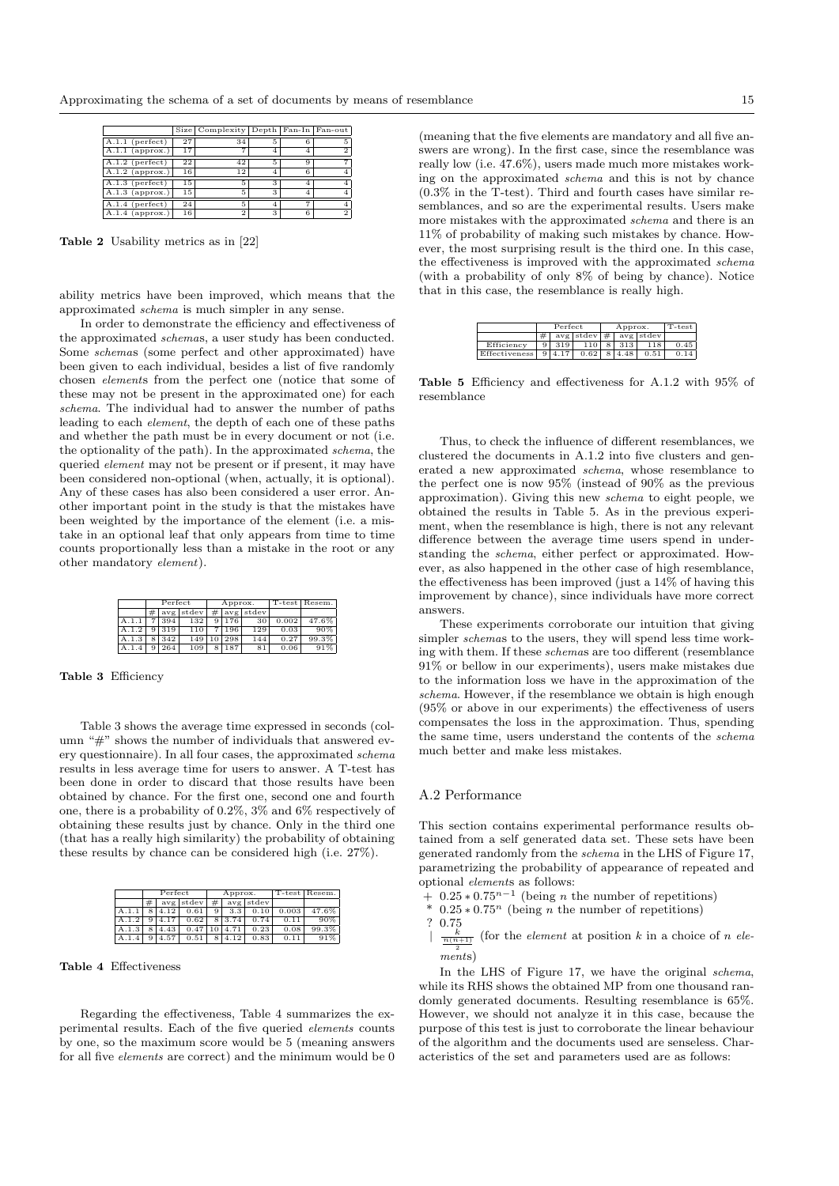|  | Size | Complexity | Depth | Fan-In | Fan-out |
|---|---|---|---|---|---|
| A.1.1 (perfect) | 27 | 34 | 5 | 6 | 5 |
| A.1.1 (approx.) | 17 | 7 | 4 | 4 | 2 |
| A.1.2 (perfect) | 22 | 42 | 5 | 9 | 7 |
| A.1.2 (approx.) | 16 | 12 | 4 | 6 | 4 |
| A.1.3 (perfect) | 15 | 5 | 3 | 4 | 4 |
| A.1.3 (approx.) | 15 | 5 | 3 | 4 | 4 |
| A.1.4 (perfect) | 24 | 5 | 4 | 7 | 4 |
| A.1.4 (approx.) | 16 | 2 | 3 | 6 | 2 |

**Table 2** Usability metrics as in [22]

ability metrics have been improved, which means that the approximated *schema* is much simpler in any sense.

In order to demonstrate the efficiency and effectiveness of the approximated *schemas*, a user study has been conducted. Some *schemas* (some perfect and other approximated) have been given to each individual, besides a list of five randomly chosen *elements* from the perfect one (notice that some of these may not be present in the approximated one) for each *schema*. The individual had to answer the number of paths leading to each *element*, the depth of each one of these paths and whether the path must be in every document or not (i.e. the optionality of the path). In the approximated *schema*, the queried *element* may not be present or if present, it may have been considered non-optional (when, actually, it is optional). Any of these cases has also been considered a user error. Another important point in the study is that the mistakes have been weighted by the importance of the element (i.e. a mistake in an optional leaf that only appears from time to time counts proportionally less than a mistake in the root or any other mandatory *element*).

|  | Perfect | | | Approx. | | | T-test | Resem. |
|---|---|---|---|---|---|---|---|---|
|  | # | avg | stdev | # | avg | stdev |  |  |
| A.1.1 | 7 | 394 | 132 | 9 | 176 | 30 | 0.002 | 47.6% |
| A.1.2 | 9 | 319 | 110 | 7 | 196 | 129 | 0.03 | 90% |
| A.1.3 | 8 | 342 | 149 | 10 | 298 | 144 | 0.27 | 99.3% |
| A.1.4 | 9 | 264 | 109 | 8 | 187 | 81 | 0.06 | 91% |

**Table 3** Efficiency

Table 3 shows the average time expressed in seconds (column "#" shows the number of individuals that answered every questionnaire). In all four cases, the approximated *schema* results in less average time for users to answer. A T-test has been done in order to discard that those results have been obtained by chance. For the first one, second one and fourth one, there is a probability of 0.2%, 3% and 6% respectively of obtaining these results just by chance. Only in the third one (that has a really high similarity) the probability of obtaining these results by chance can be considered high (i.e. 27%).

|  | Perfect | | | Approx. | | | T-test | Resem. |
|---|---|---|---|---|---|---|---|---|
|  | # | avg | stdev | # | avg | stdev |  |  |
| A.1.1 | 8 | 4.12 | 0.61 | 9 | 3.3 | 0.10 | 0.003 | 47.6% |
| A.1.2 | 9 | 4.17 | 0.62 | 8 | 3.74 | 0.74 | 0.11 | 90% |
| A.1.3 | 8 | 4.43 | 0.47 | 10 | 4.71 | 0.23 | 0.08 | 99.3% |
| A.1.4 | 9 | 4.57 | 0.51 | 8 | 4.12 | 0.83 | 0.11 | 91% |

**Table 4** Effectiveness

Regarding the effectiveness, Table 4 summarizes the experimental results. Each of the five queried *elements* counts by one, so the maximum score would be 5 (meaning answers for all five *elements* are correct) and the minimum would be 0 (meaning that the five elements are mandatory and all five answers are wrong). In the first case, since the resemblance was really low (i.e. 47.6%), users made much more mistakes working on the approximated *schema* and this is not by chance (0.3% in the T-test). Third and fourth cases have similar resemblances, and so are the experimental results. Users make more mistakes with the approximated *schema* and there is an 11% of probability of making such mistakes by chance. However, the most surprising result is the third one. In this case, the effectiveness is improved with the approximated *schema* (with a probability of only 8% of being by chance). Notice that in this case, the resemblance is really high.

|  | Perfect | | | Approx. | | | T-test |
|---|---|---|---|---|---|---|---|
|  | # | avg | stdev | # | avg | stdev |  |
| Efficiency | 9 | 319 | 110 | 8 | 313 | 118 | 0.45 |
| Effectiveness | 9 | 4.17 | 0.62 | 8 | 4.48 | 0.51 | 0.14 |

**Table 5** Efficiency and effectiveness for A.1.2 with 95% of resemblance

Thus, to check the influence of different resemblances, we clustered the documents in A.1.2 into five clusters and generated a new approximated *schema*, whose resemblance to the perfect one is now 95% (instead of 90% as the previous approximation). Giving this new *schema* to eight people, we obtained the results in Table 5. As in the previous experiment, when the resemblance is high, there is not any relevant difference between the average time users spend in understanding the *schema*, either perfect or approximated. However, as also happened in the other case of high resemblance, the effectiveness has been improved (just a 14% of having this improvement by chance), since individuals have more correct answers.

These experiments corroborate our intuition that giving simpler *schemas* to the users, they will spend less time working with them. If these *schemas* are too different (resemblance 91% or bellow in our experiments), users make mistakes due to the information loss we have in the approximation of the *schema*. However, if the resemblance we obtain is high enough (95% or above in our experiments) the effectiveness of users compensates the loss in the approximation. Thus, spending the same time, users understand the contents of the *schema* much better and make less mistakes.

## A.2 Performance

This section contains experimental performance results obtained from a self generated data set. These sets have been generated randomly from the *schema* in the LHS of Figure 17, parametrizing the probability of appearance of repeated and optional *elements* as follows:

+ $0.25 * 0.75^{n-1}$ (being $n$ the number of repetitions)
* $0.25 * 0.75^{n}$ (being $n$ the number of repetitions)
? $0.75$
| $\frac{k}{\frac{n(n+1)}{2}}$ (for the *element* at position $k$ in a choice of $n$ *elements*)

In the LHS of Figure 17, we have the original *schema*, while its RHS shows the obtained MP from one thousand randomly generated documents. Resulting resemblance is 65%. However, we should not analyze it in this case, because the purpose of this test is just to corroborate the linear behaviour of the algorithm and the documents used are senseless. Characteristics of the set and parameters used are as follows: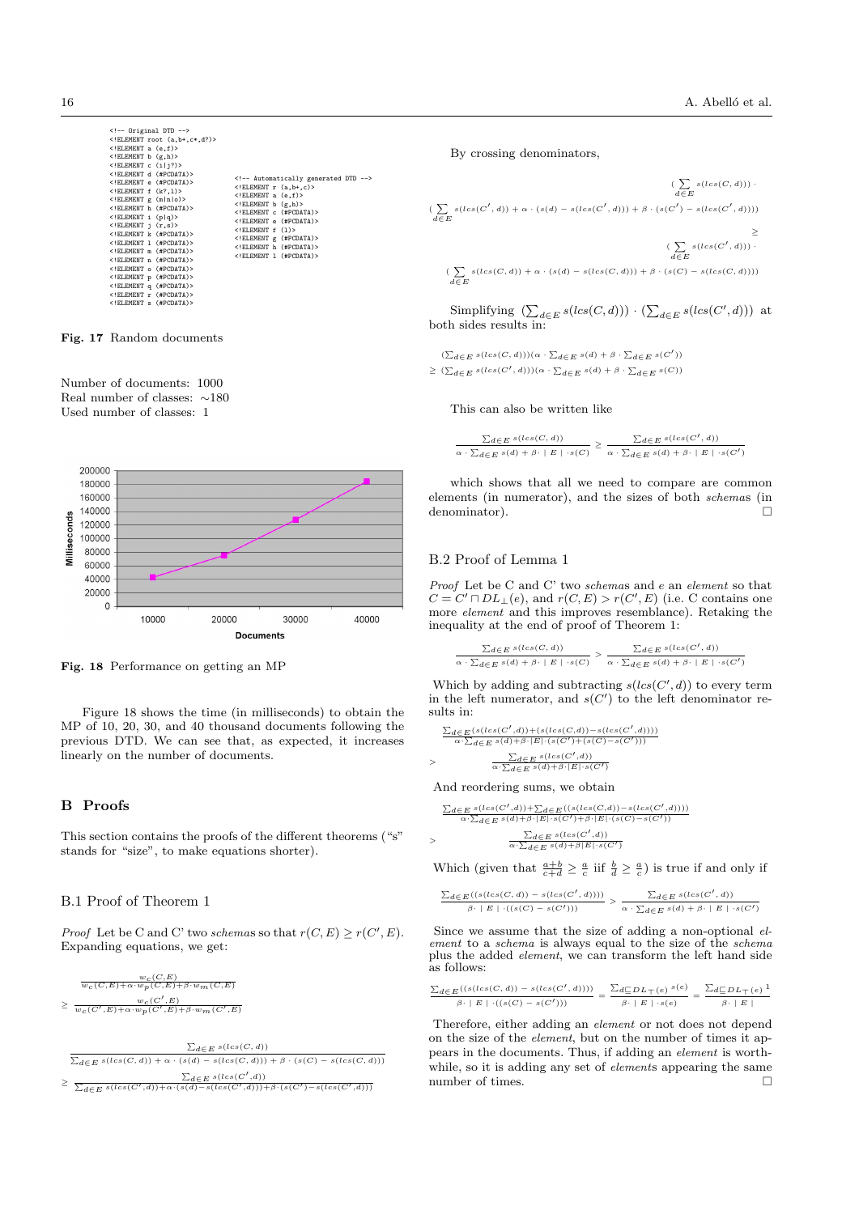```
<!-- Original DTD -->
<!ELEMENT root (a,b+,c*,d?)>
<!ELEMENT a (e,f)>
<!ELEMENT b (g,h)>
<!ELEMENT c (i|j?)>
<!ELEMENT d (#PCDATA)>
<!ELEMENT e (#PCDATA)>
<!ELEMENT f (k?,l)>
<!ELEMENT g (m|n|o)>
<!ELEMENT h (#PCDATA)>
<!ELEMENT i (p|q)>
<!ELEMENT j (r,s)>
<!ELEMENT k (#PCDATA)>
<!ELEMENT l (#PCDATA)>
<!ELEMENT m (#PCDATA)>
<!ELEMENT n (#PCDATA)>
<!ELEMENT o (#PCDATA)>
<!ELEMENT p (#PCDATA)>
<!ELEMENT q (#PCDATA)>
<!ELEMENT r (#PCDATA)>
<!ELEMENT s (#PCDATA)>
```

```
<!-- Automatically generated DTD -->
<!ELEMENT r (a,b+,c)>
<!ELEMENT a (e,f)>
<!ELEMENT b (g,h)>
<!ELEMENT c (#PCDATA)>
<!ELEMENT e (#PCDATA)>
<!ELEMENT f (l)>
<!ELEMENT g (#PCDATA)>
<!ELEMENT h (#PCDATA)>
<!ELEMENT l (#PCDATA)>
```

**Fig. 17** Random documents

Number of documents: 1000
Real number of classes: ~180
Used number of classes: 1

**Fig. 18** Performance on getting an MP

Figure 18 shows the time (in milliseconds) to obtain the MP of 10, 20, 30, and 40 thousand documents following the previous DTD. We can see that, as expected, it increases linearly on the number of documents.

## B Proofs

This section contains the proofs of the different theorems ("s" stands for "size", to make equations shorter).

### B.1 Proof of Theorem 1

*Proof* Let be C and C' two *schemas* so that $r(C, E) \geq r(C', E)$. Expanding equations, we get:

$$\frac{w_c(C,E)}{w_c(C,E)+\alpha\cdot w_p(C,E)+\beta\cdot w_m(C,E)} \geq \frac{w_c(C',E)}{w_c(C',E)+\alpha\cdot w_p(C',E)+\beta\cdot w_m(C',E)}$$

$$\frac{\sum_{d\in E} s(lcs(C,d))}{\sum_{d\in E} s(lcs(C,d)) + \alpha\cdot(s(d)-s(lcs(C,d)))+\beta\cdot(s(C)-s(lcs(C,d)))} \geq \frac{\sum_{d\in E} s(lcs(C',d))}{\sum_{d\in E} s(lcs(C',d))+\alpha\cdot(s(d)-s(lcs(C',d)))+\beta\cdot(s(C')-s(lcs(C',d)))}$$

By crossing denominators,

$$\left(\sum_{d\in E} s(lcs(C,d))\right)\cdot\left(\sum_{d\in E} s(lcs(C',d))+\alpha\cdot(s(d)-s(lcs(C',d)))+\beta\cdot(s(C')-s(lcs(C',d)))\right) \geq \left(\sum_{d\in E} s(lcs(C',d))\right)\cdot\left(\sum_{d\in E} s(lcs(C,d))+\alpha\cdot(s(d)-s(lcs(C,d)))+\beta\cdot(s(C)-s(lcs(C,d)))\right)$$

Simplifying $(\sum_{d\in E} s(lcs(C,d)))\cdot(\sum_{d\in E} s(lcs(C',d)))$ at both sides results in:

$$\left(\sum_{d\in E} s(lcs(C,d))\right)\left(\alpha\cdot\sum_{d\in E} s(d)+\beta\cdot\sum_{d\in E} s(C')\right) \geq \left(\sum_{d\in E} s(lcs(C',d))\right)\left(\alpha\cdot\sum_{d\in E} s(d)+\beta\cdot\sum_{d\in E} s(C)\right)$$

This can also be written like

$$\frac{\sum_{d\in E} s(lcs(C,d))}{\alpha\cdot\sum_{d\in E} s(d)+\beta\cdot\mid E\mid\cdot s(C)} \geq \frac{\sum_{d\in E} s(lcs(C',d))}{\alpha\cdot\sum_{d\in E} s(d)+\beta\cdot\mid E\mid\cdot s(C')}$$

which shows that all we need to compare are common elements (in numerator), and the sizes of both *schemas* (in denominator). □

### B.2 Proof of Lemma 1

*Proof* Let be C and C' two *schemas* and $e$ an *element* so that $C = C' \sqcap DL_\perp(e)$, and $r(C, E) > r(C', E)$ (i.e. C contains one more *element* and this improves resemblance). Retaking the inequality at the end of proof of Theorem 1:

$$\frac{\sum_{d\in E} s(lcs(C,d))}{\alpha\cdot\sum_{d\in E} s(d)+\beta\cdot\mid E\mid\cdot s(C)} > \frac{\sum_{d\in E} s(lcs(C',d))}{\alpha\cdot\sum_{d\in E} s(d)+\beta\cdot\mid E\mid\cdot s(C')}$$

Which by adding and subtracting $s(lcs(C', d))$ to every term in the left numerator, and $s(C')$ to the left denominator results in:

$$\frac{\sum_{d\in E}(s(lcs(C',d))+(s(lcs(C,d))-s(lcs(C',d))))}{\alpha\cdot\sum_{d\in E} s(d)+\beta\cdot|E|\cdot(s(C')+(s(C)-s(C')))} > \frac{\sum_{d\in E} s(lcs(C',d))}{\alpha\cdot\sum_{d\in E} s(d)+\beta\cdot|E|\cdot s(C')}$$

And reordering sums, we obtain

$$\frac{\sum_{d\in E} s(lcs(C',d))+\sum_{d\in E}((s(lcs(C,d))-s(lcs(C',d))))}{\alpha\cdot\sum_{d\in E} s(d)+\beta\cdot|E|\cdot s(C')+\beta\cdot|E|\cdot(s(C)-s(C'))} > \frac{\sum_{d\in E} s(lcs(C',d))}{\alpha\cdot\sum_{d\in E} s(d)+\beta|E|\cdot s(C')}$$

Which (given that $\frac{a+b}{c+d} \geq \frac{a}{c}$ iif $\frac{b}{d} \geq \frac{a}{c}$) is true if and only if

$$\frac{\sum_{d\in E}((s(lcs(C,d))-s(lcs(C',d))))}{\beta\cdot\mid E\mid\cdot((s(C)-s(C')))} > \frac{\sum_{d\in E} s(lcs(C',d))}{\alpha\cdot\sum_{d\in E} s(d)+\beta\cdot\mid E\mid\cdot s(C')}$$

Since we assume that the size of adding a non-optional *element* to a *schema* is always equal to the size of the *schema* plus the added *element*, we can transform the left hand side as follows:

$$\frac{\sum_{d\in E}((s(lcs(C,d))-s(lcs(C',d))))}{\beta\cdot\mid E\mid\cdot((s(C)-s(C')))} = \frac{\sum_{d\sqsubseteq DL_\top(e)} s(e)}{\beta\cdot\mid E\mid\cdot s(e)} = \frac{\sum_{d\sqsubseteq DL_\top(e)} 1}{\beta\cdot\mid E\mid}$$

Therefore, either adding an *element* or not does not depend on the size of the *element*, but on the number of times it appears in the documents. Thus, if adding an *element* is worthwhile, so it is adding any set of *elements* appearing the same number of times. □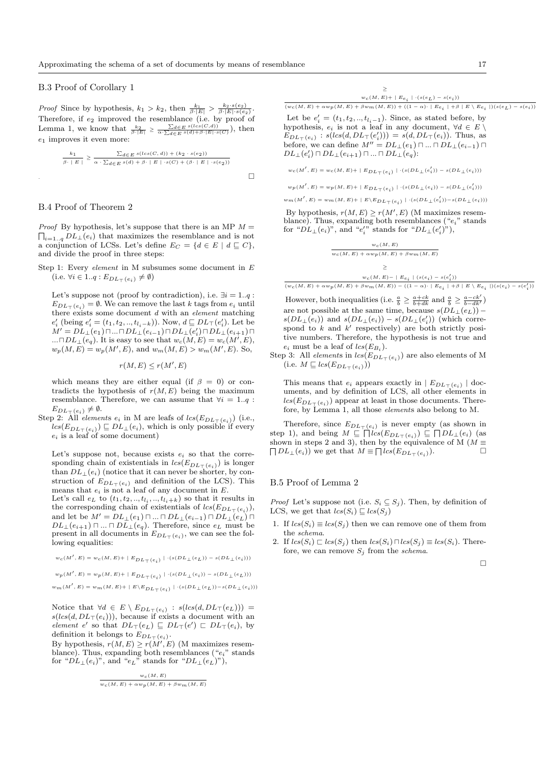## B.3 Proof of Corollary 1

*Proof* Since by hypothesis, $k_1 > k_2$, then $\frac{k_1}{\beta \cdot |E|} > \frac{k_2 \cdot s(e_2)}{\beta \cdot |E| \cdot s(e_2)}$. Therefore, if $e_2$ improved the resemblance (i.e. by proof of Lemma 1, we know that $\frac{k_2}{\beta \cdot |E|} \geq \frac{\sum_{d \in E} s(lcs(C,d))}{\alpha \cdot \sum_{d \in E} s(d) + \beta \cdot |E| \cdot s(C)}$), then $e_1$ improves it even more:

$$\frac{k_1}{\beta \cdot \mid E \mid} \geq \frac{\sum_{d \in E} s(lcs(C,d)) + (k_2 \cdot s(e_2))}{\alpha \cdot \sum_{d \in E} s(d) + \beta \cdot \mid E \mid \cdot s(C) + (\beta \cdot \mid E \mid \cdot s(e_2))}$$

. □

## B.4 Proof of Theorem 2

*Proof* By hypothesis, let's suppose that there is an MP $M = \prod_{i=1..q} DL_{\perp}(e_i)$ that maximizes the resemblance and is not a conjunction of LCSs. Let's define $E_C = \{d \in E \mid d \sqsubseteq C\}$, and divide the proof in three steps:

Step 1: Every *element* in M subsumes some document in $E$ (i.e. $\forall i \in 1..q : E_{DL_{\top}(e_i)} \neq \emptyset$)

Let's suppose not (proof by contradiction), i.e. $\exists i = 1..q : E_{DL_{\top}(e_i)} = \emptyset$. We can remove the last $k$ tags from $e_i$ until there exists some document $d$ with an *element* matching $e'_i$ (being $e'_i = (t_1, t_2, .., t_{l_i - k})$). Now, $d \sqsubseteq DL_{\top}(e'_i)$. Let be $M' = DL_{\perp}(e_1) \sqcap ... \sqcap DL_{\perp}(e_{i-1}) \sqcap DL_{\perp}(e'_i) \sqcap DL_{\perp}(e_{i+1}) \sqcap ... \sqcap DL_{\perp}(e_q)$. It is easy to see that $w_c(M,E) = w_c(M',E)$, $w_p(M,E) = w_p(M',E)$, and $w_m(M,E) > w_m(M',E)$. So,

$$r(M,E) \leq r(M',E)$$

which means they are either equal (if $\beta = 0$) or contradicts the hypothesis of $r(M,E)$ being the maximum resemblance. Therefore, we can assume that $\forall i = 1..q : E_{DL_{\top}(e_i)} \neq \emptyset$.

Step 2: All *elements* $e_i$ in M are leafs of $lcs(E_{DL_{\top}(e_i)})$ (i.e., $lcs(E_{DL_{\top}(e_i)}) \sqsubseteq DL_{\perp}(e_i)$, which is only possible if every $e_i$ is a leaf of some document)

Let's suppose not, because exists $e_i$ so that the corresponding chain of existentials in $lcs(E_{DL_{\top}(e_i)})$ is longer than $DL_{\perp}(e_i)$ (notice that it can never be shorter, by construction of $E_{DL_{\top}(e_i)}$ and definition of the LCS). This means that $e_i$ is not a leaf of any document in $E$.
Let's call $e_L$ to $(t_1, t_2, .., t_{l_i}, .., t_{l_i + k})$ so that it results in the corresponding chain of existentials of $lcs(E_{DL_{\top}(e_i)})$, and let be $M' = DL_{\perp}(e_1) \sqcap ... \sqcap DL_{\perp}(e_{i-1}) \sqcap DL_{\perp}(e_L) \sqcap DL_{\perp}(e_{i+1}) \sqcap ... \sqcap DL_{\perp}(e_q)$. Therefore, since $e_L$ must be present in all documents in $E_{DL_{\top}(e_i)}$, we can see the following equalities:

$$w_c(M',E) = w_c(M,E) + \mid E_{DL_{\top}(e_i)} \mid \cdot (s(DL_{\perp}(e_L)) - s(DL_{\perp}(e_i)))$$

$$w_p(M',E) = w_p(M,E) + \mid E_{DL_{\top}(e_i)} \mid \cdot (s(DL_{\perp}(e_i)) - s(DL_{\perp}(e_L)))$$

$$w_m(M',E) = w_m(M,E) + \mid E \setminus E_{DL_{\top}(e_i)} \mid \cdot (s(DL_{\perp}(e_L)) - s(DL_{\perp}(e_i)))$$

Notice that $\forall d \in E \setminus E_{DL_{\top}(e_i)} : s(lcs(d, DL_{\top}(e_L))) = s(lcs(d, DL_{\top}(e_i)))$, because if exists a document with an *element* $e'$ so that $DL_{\top}(e_L) \sqsubseteq DL_{\top}(e') \sqsubset DL_{\top}(e_i)$, by definition it belongs to $E_{DL_{\top}(e_i)}$.
By hypothesis, $r(M,E) \geq r(M',E)$ (M maximizes resemblance). Thus, expanding both resemblances ("$e_i$" stands for "$DL_{\perp}(e_i)$", and "$e_L$" stands for "$DL_{\perp}(e_L)$"),

$$\frac{w_c(M,E)}{w_c(M,E) + \alpha w_p(M,E) + \beta w_m(M,E)}$$

$$\geq$$

$$\frac{w_c(M,E) + \mid E_{e_i} \mid \cdot (s(e_L) - s(e_i))}{(w_c(M,E) + \alpha w_p(M,E) + \beta w_m(M,E)) + ((1-\alpha) \cdot \mid E_{e_i} \mid + \beta \mid E \setminus E_{e_i} \mid)(s(e_L) - s(e_i))}$$

Let be $e'_i = (t_1, t_2, .., t_{l_i - 1})$. Since, as stated before, by hypothesis, $e_i$ is not a leaf in any document, $\forall d \in E \setminus E_{DL_{\top}(e_i)} : s(lcs(d, DL_{\top}(e'_i))) = s(d, DL_{\top}(e_i))$. Thus, as before, we can define $M'' = DL_{\perp}(e_1) \sqcap ... \sqcap DL_{\perp}(e_{i-1}) \sqcap DL_{\perp}(e'_i) \sqcap DL_{\perp}(e_{i+1}) \sqcap ... \sqcap DL_{\perp}(e_q)$:

$$w_c(M',E) = w_c(M,E) + \mid E_{DL_{\top}(e_i)} \mid \cdot (s(DL_{\perp}(e'_i)) - s(DL_{\perp}(e_i)))$$

$$w_p(M',E) = w_p(M,E) + \mid E_{DL_{\top}(e_i)} \mid \cdot (s(DL_{\perp}(e_i)) - s(DL_{\perp}(e'_i)))$$

$$w_m(M',E) = w_m(M,E) + \mid E \setminus E_{DL_{\top}(e_i)} \mid \cdot (s(DL_{\perp}(e'_i)) - s(DL_{\perp}(e_i)))$$

By hypothesis, $r(M,E) \geq r(M',E)$ (M maximizes resemblance). Thus, expanding both resemblances ("$e_i$" stands for "$DL_{\perp}(e_i)$", and "$e'_i$" stands for "$DL_{\perp}(e'_i)$"),

$$\frac{w_c(M,E)}{w_c(M,E) + \alpha w_p(M,E) + \beta w_m(M,E)}$$

$$\geq$$

$$\frac{w_c(M,E) - \mid E_{e_i} \mid (s(e_i) - s(e'_i))}{(w_c(M,E) + \alpha w_p(M,E) + \beta w_m(M,E)) - ((1-\alpha) \cdot \mid E_{e_i} \mid + \beta \mid E \setminus E_{e_i} \mid)(s(e_i) - s(e'_i))}$$

However, both inequalities (i.e. $\frac{a}{b} \geq \frac{a+ck}{b+dk}$ and $\frac{a}{b} \geq \frac{a-ck'}{b-dk'}$) are not possible at the same time, because $s(DL_{\perp}(e_L)) - s(DL_{\perp}(e_i))$ and $s(DL_{\perp}(e_i)) - s(DL_{\perp}(e'_i))$ (which correspond to $k$ and $k'$ respectively) are both strictly positive numbers. Therefore, the hypothesis is not true and $e_i$ must be a leaf of $lcs(E_{B_i})$.

Step 3: All *elements* in $lcs(E_{DL_{\top}(e_i)})$ are also elements of M (i.e. $M \sqsubseteq lcs(E_{DL_{\top}(e_i)})$)

This means that $e_i$ appears exactly in $\mid E_{DL_{\top}(e_i)} \mid$ documents, and by definition of LCS, all other elements in $lcs(E_{DL_{\top}(e_i)})$ appear at least in those documents. Therefore, by Lemma 1, all those *elements* also belong to M.

Therefore, since $E_{DL_{\top}(e_i)}$ is never empty (as shown in step 1), and being $M \sqsubseteq \prod lcs(E_{DL_{\top}(e_i)}) \sqsubseteq \prod DL_{\perp}(e_i)$ (as shown in steps 2 and 3), then by the equivalence of M ($M \equiv \prod DL_{\perp}(e_i)$) we get that $M \equiv \prod lcs(E_{DL_{\top}(e_i)})$. □

## B.5 Proof of Lemma 2

*Proof* Let's suppose not (i.e. $S_i \subseteq S_j$). Then, by definition of LCS, we get that $lcs(S_i) \sqsubseteq lcs(S_j)$

1. If $lcs(S_i) \equiv lcs(S_j)$ then we can remove one of them from the *schema*.
2. If $lcs(S_i) \sqsubset lcs(S_j)$ then $lcs(S_i) \sqcap lcs(S_j) \equiv lcs(S_i)$. Therefore, we can remove $S_j$ from the *schema*.

□